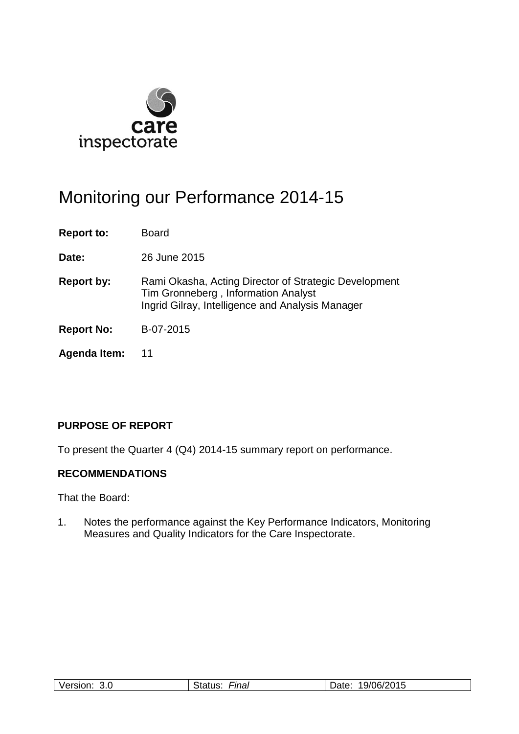# Monitoring our Performance 2014-15

**Report to:** Board

**Date:** 26 June 2015

**Report by:** Rami Okasha, Acting Director of Strategic Development
Tim Gronneberg , Information Analyst
Ingrid Gilray, Intelligence and Analysis Manager

**Report No:** B-07-2015

**Agenda Item:** 11

## PURPOSE OF REPORT

To present the Quarter 4 (Q4) 2014-15 summary report on performance.

## RECOMMENDATIONS

That the Board:

1. Notes the performance against the Key Performance Indicators, Monitoring Measures and Quality Indicators for the Care Inspectorate.

| Version: 3.0 | Status: *Final* | Date: 19/06/2015 |
|---|---|---|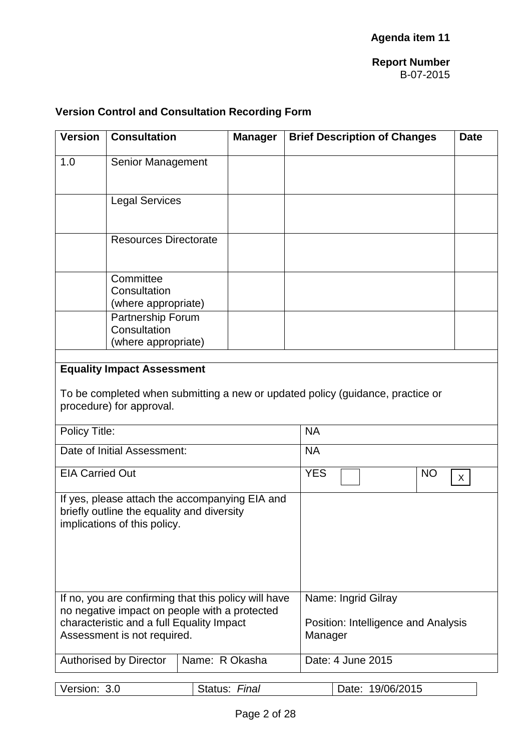**Agenda item 11**

**Report Number**
B-07-2015

**Version Control and Consultation Recording Form**

| Version | Consultation | Manager | Brief Description of Changes | Date |
|---|---|---|---|---|
| 1.0 | Senior Management | | | |
| | Legal Services | | | |
| | Resources Directorate | | | |
| | Committee Consultation (where appropriate) | | | |
| | Partnership Forum Consultation (where appropriate) | | | |

**Equality Impact Assessment**

To be completed when submitting a new or updated policy (guidance, practice or procedure) for approval.

| | | | |
|---|---|---|---|
| Policy Title: | | NA | |
| Date of Initial Assessment: | | NA | |
| EIA Carried Out | | YES [ ] | NO [X] |
| If yes, please attach the accompanying EIA and briefly outline the equality and diversity implications of this policy. | | | |
| If no, you are confirming that this policy will have no negative impact on people with a protected characteristic and a full Equality Impact Assessment is not required. | | Name: Ingrid Gilray<br><br>Position: Intelligence and Analysis Manager | |
| Authorised by Director | Name: R Okasha | Date: 4 June 2015 | |

| Version: 3.0 | Status: *Final* | Date: 19/06/2015 |
|---|---|---|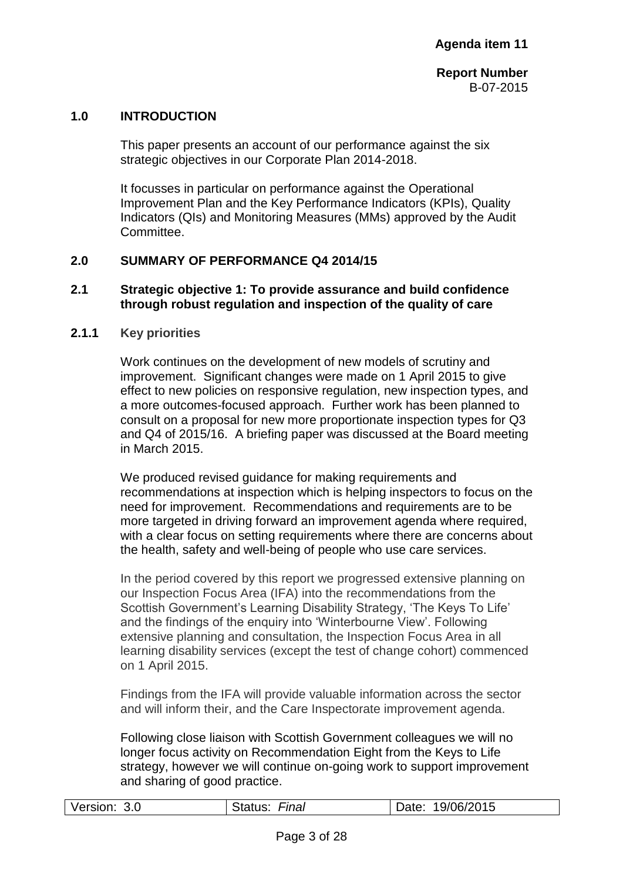**Agenda item 11**

**Report Number**
B-07-2015

## 1.0 INTRODUCTION

This paper presents an account of our performance against the six strategic objectives in our Corporate Plan 2014-2018.

It focusses in particular on performance against the Operational Improvement Plan and the Key Performance Indicators (KPIs), Quality Indicators (QIs) and Monitoring Measures (MMs) approved by the Audit Committee.

## 2.0 SUMMARY OF PERFORMANCE Q4 2014/15

### 2.1 Strategic objective 1: To provide assurance and build confidence through robust regulation and inspection of the quality of care

#### 2.1.1 Key priorities

Work continues on the development of new models of scrutiny and improvement. Significant changes were made on 1 April 2015 to give effect to new policies on responsive regulation, new inspection types, and a more outcomes-focused approach. Further work has been planned to consult on a proposal for new more proportionate inspection types for Q3 and Q4 of 2015/16. A briefing paper was discussed at the Board meeting in March 2015.

We produced revised guidance for making requirements and recommendations at inspection which is helping inspectors to focus on the need for improvement. Recommendations and requirements are to be more targeted in driving forward an improvement agenda where required, with a clear focus on setting requirements where there are concerns about the health, safety and well-being of people who use care services.

In the period covered by this report we progressed extensive planning on our Inspection Focus Area (IFA) into the recommendations from the Scottish Government's Learning Disability Strategy, 'The Keys To Life' and the findings of the enquiry into 'Winterbourne View'. Following extensive planning and consultation, the Inspection Focus Area in all learning disability services (except the test of change cohort) commenced on 1 April 2015.

Findings from the IFA will provide valuable information across the sector and will inform their, and the Care Inspectorate improvement agenda.

Following close liaison with Scottish Government colleagues we will no longer focus activity on Recommendation Eight from the Keys to Life strategy, however we will continue on-going work to support improvement and sharing of good practice.

| Version: 3.0 | Status: *Final* | Date: 19/06/2015 |
|---|---|---|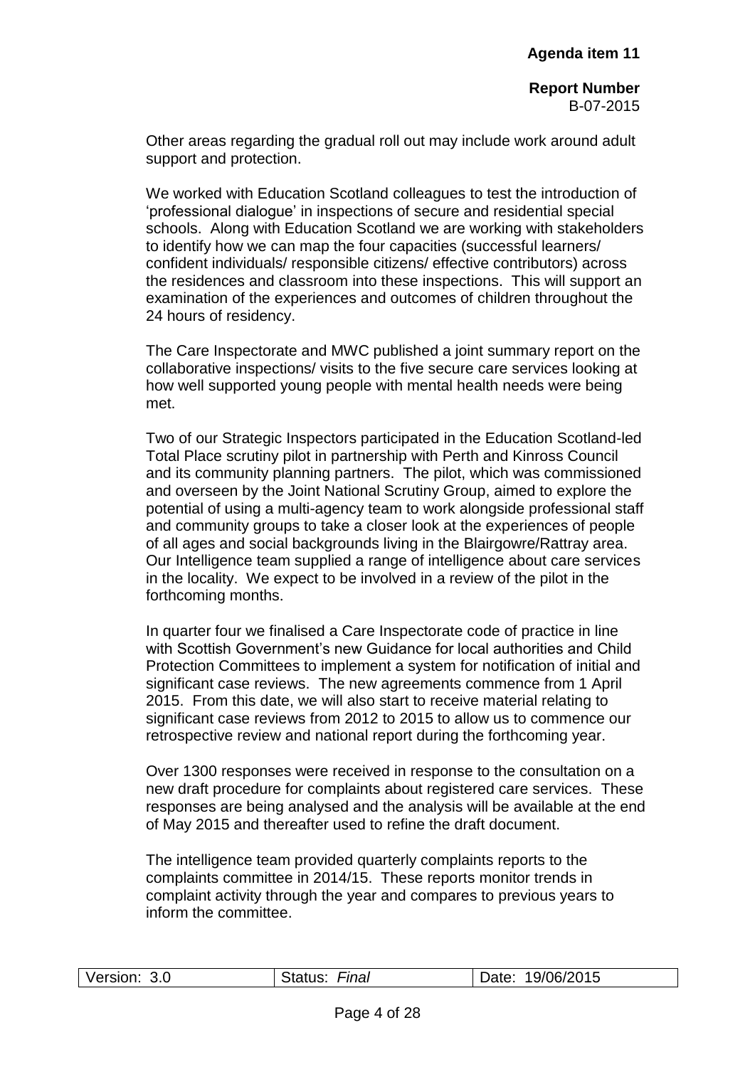Other areas regarding the gradual roll out may include work around adult support and protection.

We worked with Education Scotland colleagues to test the introduction of 'professional dialogue' in inspections of secure and residential special schools. Along with Education Scotland we are working with stakeholders to identify how we can map the four capacities (successful learners/ confident individuals/ responsible citizens/ effective contributors) across the residences and classroom into these inspections. This will support an examination of the experiences and outcomes of children throughout the 24 hours of residency.

The Care Inspectorate and MWC published a joint summary report on the collaborative inspections/ visits to the five secure care services looking at how well supported young people with mental health needs were being met.

Two of our Strategic Inspectors participated in the Education Scotland-led Total Place scrutiny pilot in partnership with Perth and Kinross Council and its community planning partners. The pilot, which was commissioned and overseen by the Joint National Scrutiny Group, aimed to explore the potential of using a multi-agency team to work alongside professional staff and community groups to take a closer look at the experiences of people of all ages and social backgrounds living in the Blairgowre/Rattray area. Our Intelligence team supplied a range of intelligence about care services in the locality. We expect to be involved in a review of the pilot in the forthcoming months.

In quarter four we finalised a Care Inspectorate code of practice in line with Scottish Government's new Guidance for local authorities and Child Protection Committees to implement a system for notification of initial and significant case reviews. The new agreements commence from 1 April 2015. From this date, we will also start to receive material relating to significant case reviews from 2012 to 2015 to allow us to commence our retrospective review and national report during the forthcoming year.

Over 1300 responses were received in response to the consultation on a new draft procedure for complaints about registered care services. These responses are being analysed and the analysis will be available at the end of May 2015 and thereafter used to refine the draft document.

The intelligence team provided quarterly complaints reports to the complaints committee in 2014/15. These reports monitor trends in complaint activity through the year and compares to previous years to inform the committee.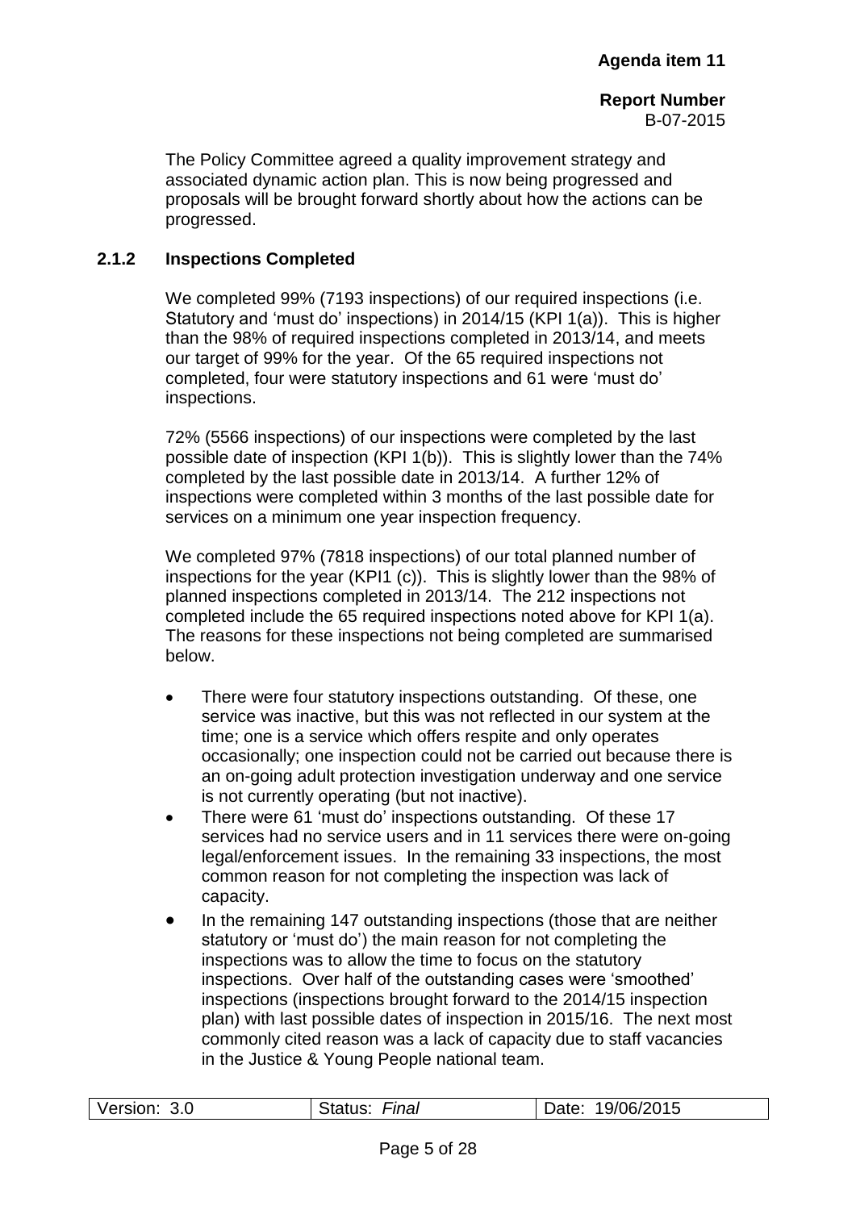The Policy Committee agreed a quality improvement strategy and associated dynamic action plan. This is now being progressed and proposals will be brought forward shortly about how the actions can be progressed.

### 2.1.2 Inspections Completed

We completed 99% (7193 inspections) of our required inspections (i.e. Statutory and 'must do' inspections) in 2014/15 (KPI 1(a)). This is higher than the 98% of required inspections completed in 2013/14, and meets our target of 99% for the year. Of the 65 required inspections not completed, four were statutory inspections and 61 were 'must do' inspections.

72% (5566 inspections) of our inspections were completed by the last possible date of inspection (KPI 1(b)). This is slightly lower than the 74% completed by the last possible date in 2013/14. A further 12% of inspections were completed within 3 months of the last possible date for services on a minimum one year inspection frequency.

We completed 97% (7818 inspections) of our total planned number of inspections for the year (KPI1 (c)). This is slightly lower than the 98% of planned inspections completed in 2013/14. The 212 inspections not completed include the 65 required inspections noted above for KPI 1(a). The reasons for these inspections not being completed are summarised below.

- There were four statutory inspections outstanding. Of these, one service was inactive, but this was not reflected in our system at the time; one is a service which offers respite and only operates occasionally; one inspection could not be carried out because there is an on-going adult protection investigation underway and one service is not currently operating (but not inactive).
- There were 61 'must do' inspections outstanding. Of these 17 services had no service users and in 11 services there were on-going legal/enforcement issues. In the remaining 33 inspections, the most common reason for not completing the inspection was lack of capacity.
- In the remaining 147 outstanding inspections (those that are neither statutory or 'must do') the main reason for not completing the inspections was to allow the time to focus on the statutory inspections. Over half of the outstanding cases were 'smoothed' inspections (inspections brought forward to the 2014/15 inspection plan) with last possible dates of inspection in 2015/16. The next most commonly cited reason was a lack of capacity due to staff vacancies in the Justice & Young People national team.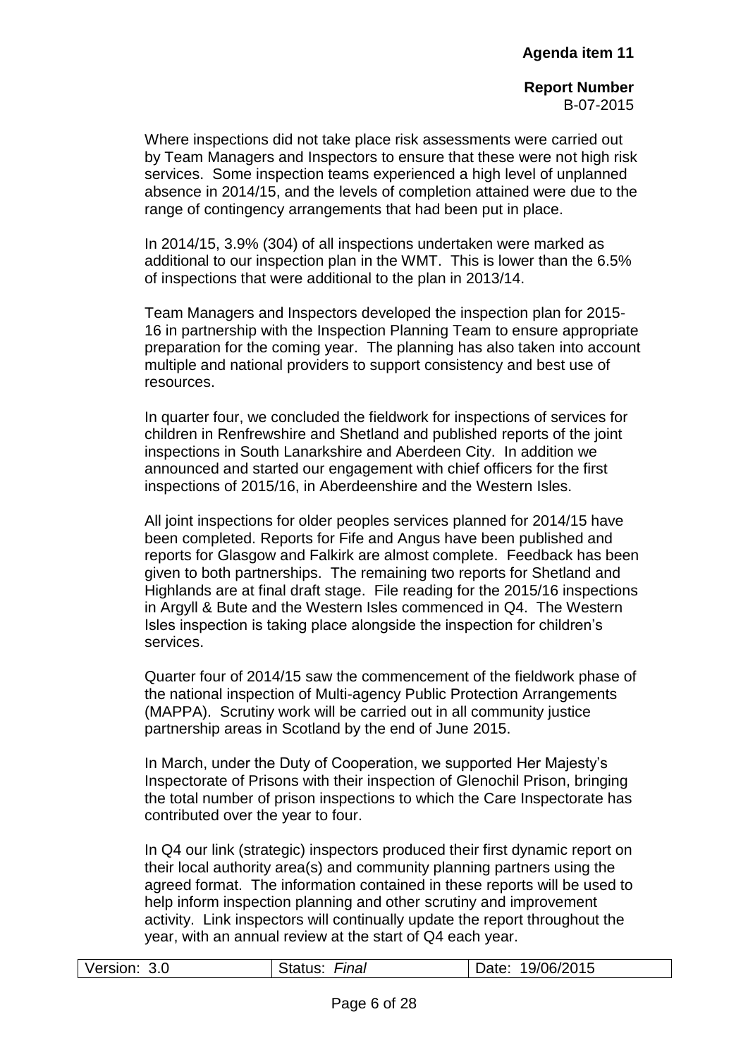Where inspections did not take place risk assessments were carried out by Team Managers and Inspectors to ensure that these were not high risk services. Some inspection teams experienced a high level of unplanned absence in 2014/15, and the levels of completion attained were due to the range of contingency arrangements that had been put in place.

In 2014/15, 3.9% (304) of all inspections undertaken were marked as additional to our inspection plan in the WMT. This is lower than the 6.5% of inspections that were additional to the plan in 2013/14.

Team Managers and Inspectors developed the inspection plan for 2015-16 in partnership with the Inspection Planning Team to ensure appropriate preparation for the coming year. The planning has also taken into account multiple and national providers to support consistency and best use of resources.

In quarter four, we concluded the fieldwork for inspections of services for children in Renfrewshire and Shetland and published reports of the joint inspections in South Lanarkshire and Aberdeen City. In addition we announced and started our engagement with chief officers for the first inspections of 2015/16, in Aberdeenshire and the Western Isles.

All joint inspections for older peoples services planned for 2014/15 have been completed. Reports for Fife and Angus have been published and reports for Glasgow and Falkirk are almost complete. Feedback has been given to both partnerships. The remaining two reports for Shetland and Highlands are at final draft stage. File reading for the 2015/16 inspections in Argyll & Bute and the Western Isles commenced in Q4. The Western Isles inspection is taking place alongside the inspection for children's services.

Quarter four of 2014/15 saw the commencement of the fieldwork phase of the national inspection of Multi-agency Public Protection Arrangements (MAPPA). Scrutiny work will be carried out in all community justice partnership areas in Scotland by the end of June 2015.

In March, under the Duty of Cooperation, we supported Her Majesty's Inspectorate of Prisons with their inspection of Glenochil Prison, bringing the total number of prison inspections to which the Care Inspectorate has contributed over the year to four.

In Q4 our link (strategic) inspectors produced their first dynamic report on their local authority area(s) and community planning partners using the agreed format. The information contained in these reports will be used to help inform inspection planning and other scrutiny and improvement activity. Link inspectors will continually update the report throughout the year, with an annual review at the start of Q4 each year.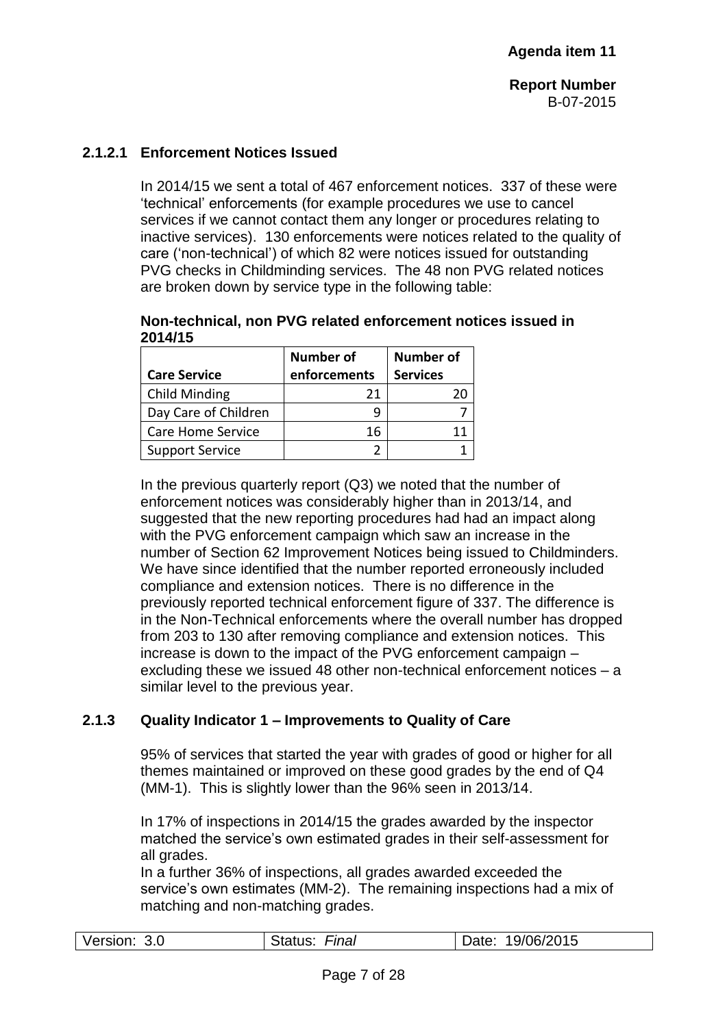#### 2.1.2.1 Enforcement Notices Issued

In 2014/15 we sent a total of 467 enforcement notices. 337 of these were 'technical' enforcements (for example procedures we use to cancel services if we cannot contact them any longer or procedures relating to inactive services). 130 enforcements were notices related to the quality of care ('non-technical') of which 82 were notices issued for outstanding PVG checks in Childminding services. The 48 non PVG related notices are broken down by service type in the following table:

**Non-technical, non PVG related enforcement notices issued in 2014/15**

| Care Service | Number of enforcements | Number of Services |
|---|---|---|
| Child Minding | 21 | 20 |
| Day Care of Children | 9 | 7 |
| Care Home Service | 16 | 11 |
| Support Service | 2 | 1 |

In the previous quarterly report (Q3) we noted that the number of enforcement notices was considerably higher than in 2013/14, and suggested that the new reporting procedures had had an impact along with the PVG enforcement campaign which saw an increase in the number of Section 62 Improvement Notices being issued to Childminders. We have since identified that the number reported erroneously included compliance and extension notices. There is no difference in the previously reported technical enforcement figure of 337. The difference is in the Non-Technical enforcements where the overall number has dropped from 203 to 130 after removing compliance and extension notices. This increase is down to the impact of the PVG enforcement campaign – excluding these we issued 48 other non-technical enforcement notices – a similar level to the previous year.

### 2.1.3 Quality Indicator 1 – Improvements to Quality of Care

95% of services that started the year with grades of good or higher for all themes maintained or improved on these good grades by the end of Q4 (MM-1). This is slightly lower than the 96% seen in 2013/14.

In 17% of inspections in 2014/15 the grades awarded by the inspector matched the service's own estimated grades in their self-assessment for all grades.
In a further 36% of inspections, all grades awarded exceeded the service's own estimates (MM-2). The remaining inspections had a mix of matching and non-matching grades.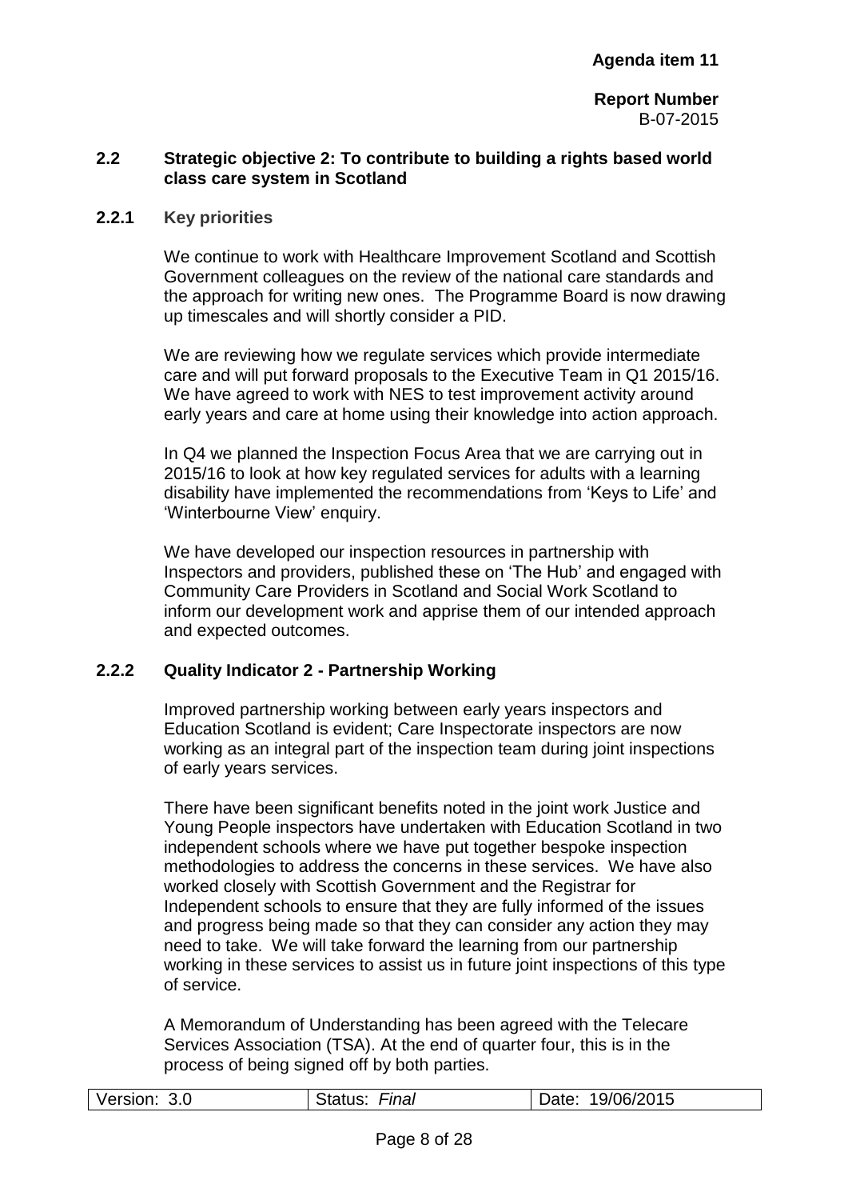**Agenda item 11**

**Report Number**
B-07-2015

### 2.2 Strategic objective 2: To contribute to building a rights based world class care system in Scotland

#### 2.2.1 Key priorities

We continue to work with Healthcare Improvement Scotland and Scottish Government colleagues on the review of the national care standards and the approach for writing new ones. The Programme Board is now drawing up timescales and will shortly consider a PID.

We are reviewing how we regulate services which provide intermediate care and will put forward proposals to the Executive Team in Q1 2015/16. We have agreed to work with NES to test improvement activity around early years and care at home using their knowledge into action approach.

In Q4 we planned the Inspection Focus Area that we are carrying out in 2015/16 to look at how key regulated services for adults with a learning disability have implemented the recommendations from 'Keys to Life' and 'Winterbourne View' enquiry.

We have developed our inspection resources in partnership with Inspectors and providers, published these on 'The Hub' and engaged with Community Care Providers in Scotland and Social Work Scotland to inform our development work and apprise them of our intended approach and expected outcomes.

#### 2.2.2 Quality Indicator 2 - Partnership Working

Improved partnership working between early years inspectors and Education Scotland is evident; Care Inspectorate inspectors are now working as an integral part of the inspection team during joint inspections of early years services.

There have been significant benefits noted in the joint work Justice and Young People inspectors have undertaken with Education Scotland in two independent schools where we have put together bespoke inspection methodologies to address the concerns in these services. We have also worked closely with Scottish Government and the Registrar for Independent schools to ensure that they are fully informed of the issues and progress being made so that they can consider any action they may need to take. We will take forward the learning from our partnership working in these services to assist us in future joint inspections of this type of service.

A Memorandum of Understanding has been agreed with the Telecare Services Association (TSA). At the end of quarter four, this is in the process of being signed off by both parties.

| Version: 3.0 | Status: *Final* | Date: 19/06/2015 |
|---|---|---|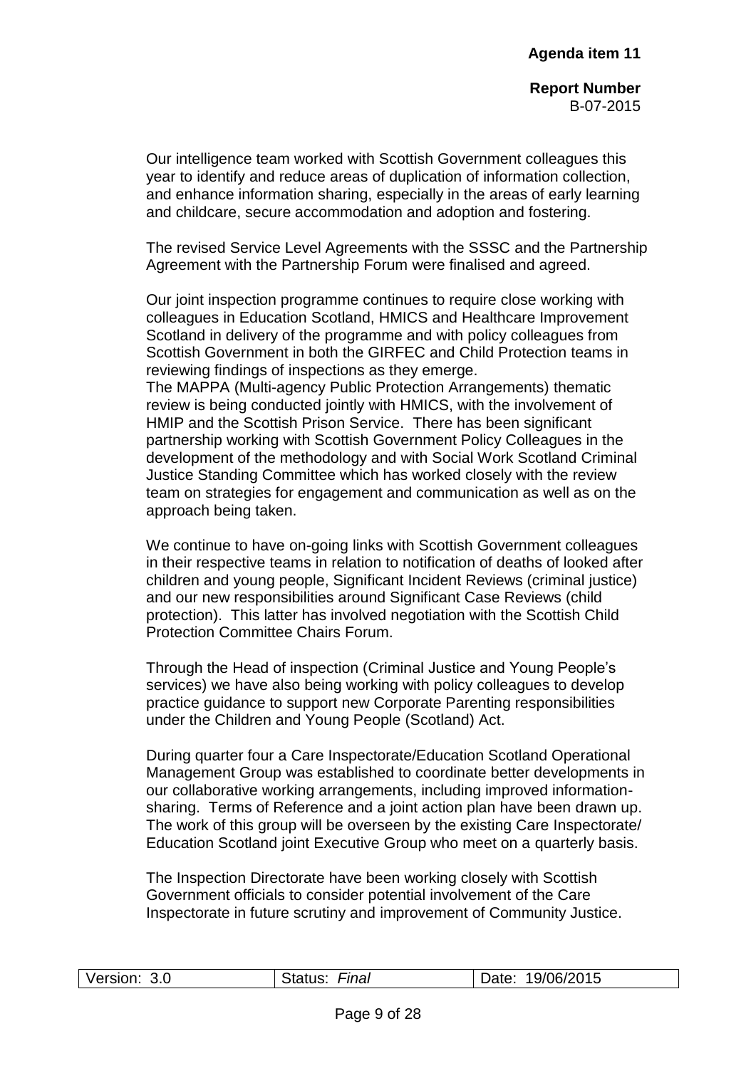Our intelligence team worked with Scottish Government colleagues this year to identify and reduce areas of duplication of information collection, and enhance information sharing, especially in the areas of early learning and childcare, secure accommodation and adoption and fostering.

The revised Service Level Agreements with the SSSC and the Partnership Agreement with the Partnership Forum were finalised and agreed.

Our joint inspection programme continues to require close working with colleagues in Education Scotland, HMICS and Healthcare Improvement Scotland in delivery of the programme and with policy colleagues from Scottish Government in both the GIRFEC and Child Protection teams in reviewing findings of inspections as they emerge.
The MAPPA (Multi-agency Public Protection Arrangements) thematic review is being conducted jointly with HMICS, with the involvement of HMIP and the Scottish Prison Service. There has been significant partnership working with Scottish Government Policy Colleagues in the development of the methodology and with Social Work Scotland Criminal Justice Standing Committee which has worked closely with the review team on strategies for engagement and communication as well as on the approach being taken.

We continue to have on-going links with Scottish Government colleagues in their respective teams in relation to notification of deaths of looked after children and young people, Significant Incident Reviews (criminal justice) and our new responsibilities around Significant Case Reviews (child protection). This latter has involved negotiation with the Scottish Child Protection Committee Chairs Forum.

Through the Head of inspection (Criminal Justice and Young People's services) we have also being working with policy colleagues to develop practice guidance to support new Corporate Parenting responsibilities under the Children and Young People (Scotland) Act.

During quarter four a Care Inspectorate/Education Scotland Operational Management Group was established to coordinate better developments in our collaborative working arrangements, including improved information-sharing. Terms of Reference and a joint action plan have been drawn up. The work of this group will be overseen by the existing Care Inspectorate/ Education Scotland joint Executive Group who meet on a quarterly basis.

The Inspection Directorate have been working closely with Scottish Government officials to consider potential involvement of the Care Inspectorate in future scrutiny and improvement of Community Justice.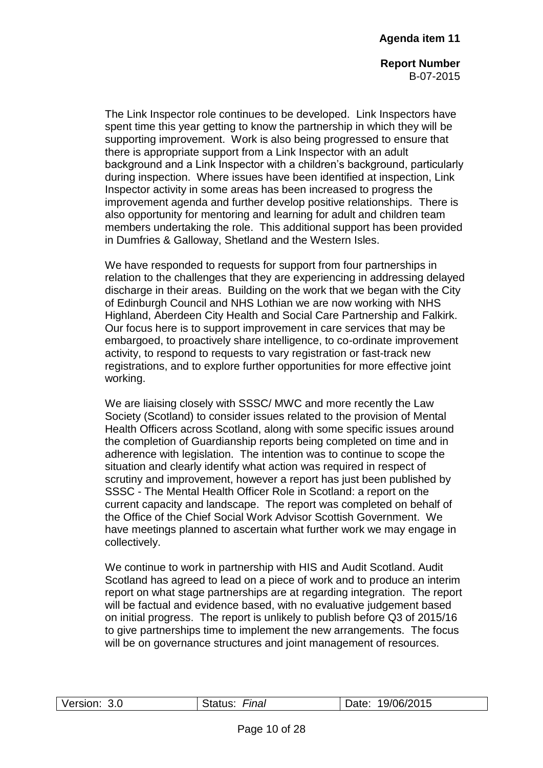The Link Inspector role continues to be developed. Link Inspectors have spent time this year getting to know the partnership in which they will be supporting improvement. Work is also being progressed to ensure that there is appropriate support from a Link Inspector with an adult background and a Link Inspector with a children's background, particularly during inspection. Where issues have been identified at inspection, Link Inspector activity in some areas has been increased to progress the improvement agenda and further develop positive relationships. There is also opportunity for mentoring and learning for adult and children team members undertaking the role. This additional support has been provided in Dumfries & Galloway, Shetland and the Western Isles.

We have responded to requests for support from four partnerships in relation to the challenges that they are experiencing in addressing delayed discharge in their areas. Building on the work that we began with the City of Edinburgh Council and NHS Lothian we are now working with NHS Highland, Aberdeen City Health and Social Care Partnership and Falkirk. Our focus here is to support improvement in care services that may be embargoed, to proactively share intelligence, to co-ordinate improvement activity, to respond to requests to vary registration or fast-track new registrations, and to explore further opportunities for more effective joint working.

We are liaising closely with SSSC/ MWC and more recently the Law Society (Scotland) to consider issues related to the provision of Mental Health Officers across Scotland, along with some specific issues around the completion of Guardianship reports being completed on time and in adherence with legislation. The intention was to continue to scope the situation and clearly identify what action was required in respect of scrutiny and improvement, however a report has just been published by SSSC - The Mental Health Officer Role in Scotland: a report on the current capacity and landscape. The report was completed on behalf of the Office of the Chief Social Work Advisor Scottish Government. We have meetings planned to ascertain what further work we may engage in collectively.

We continue to work in partnership with HIS and Audit Scotland. Audit Scotland has agreed to lead on a piece of work and to produce an interim report on what stage partnerships are at regarding integration. The report will be factual and evidence based, with no evaluative judgement based on initial progress. The report is unlikely to publish before Q3 of 2015/16 to give partnerships time to implement the new arrangements. The focus will be on governance structures and joint management of resources.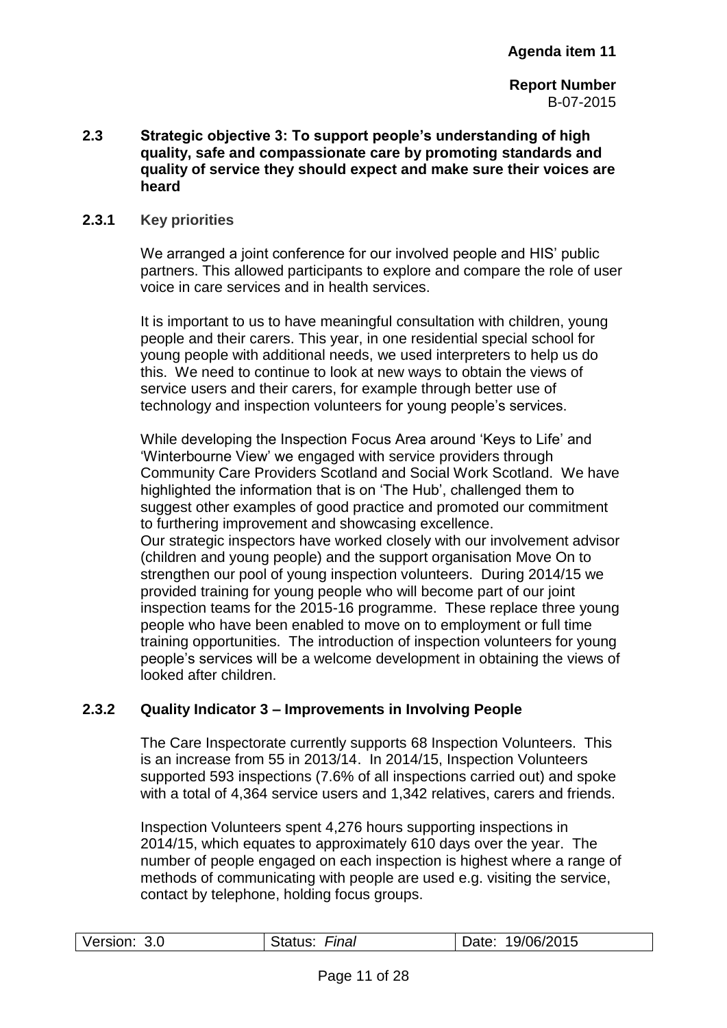Agenda item 11

**Report Number**
B-07-2015

### 2.3 Strategic objective 3: To support people's understanding of high quality, safe and compassionate care by promoting standards and quality of service they should expect and make sure their voices are heard

#### 2.3.1 Key priorities

We arranged a joint conference for our involved people and HIS' public partners. This allowed participants to explore and compare the role of user voice in care services and in health services.

It is important to us to have meaningful consultation with children, young people and their carers. This year, in one residential special school for young people with additional needs, we used interpreters to help us do this. We need to continue to look at new ways to obtain the views of service users and their carers, for example through better use of technology and inspection volunteers for young people's services.

While developing the Inspection Focus Area around 'Keys to Life' and 'Winterbourne View' we engaged with service providers through Community Care Providers Scotland and Social Work Scotland. We have highlighted the information that is on 'The Hub', challenged them to suggest other examples of good practice and promoted our commitment to furthering improvement and showcasing excellence.
Our strategic inspectors have worked closely with our involvement advisor (children and young people) and the support organisation Move On to strengthen our pool of young inspection volunteers. During 2014/15 we provided training for young people who will become part of our joint inspection teams for the 2015-16 programme. These replace three young people who have been enabled to move on to employment or full time training opportunities. The introduction of inspection volunteers for young people's services will be a welcome development in obtaining the views of looked after children.

#### 2.3.2 Quality Indicator 3 – Improvements in Involving People

The Care Inspectorate currently supports 68 Inspection Volunteers. This is an increase from 55 in 2013/14. In 2014/15, Inspection Volunteers supported 593 inspections (7.6% of all inspections carried out) and spoke with a total of 4,364 service users and 1,342 relatives, carers and friends.

Inspection Volunteers spent 4,276 hours supporting inspections in 2014/15, which equates to approximately 610 days over the year. The number of people engaged on each inspection is highest where a range of methods of communicating with people are used e.g. visiting the service, contact by telephone, holding focus groups.

| Version: 3.0 | Status: *Final* | Date: 19/06/2015 |
|---|---|---|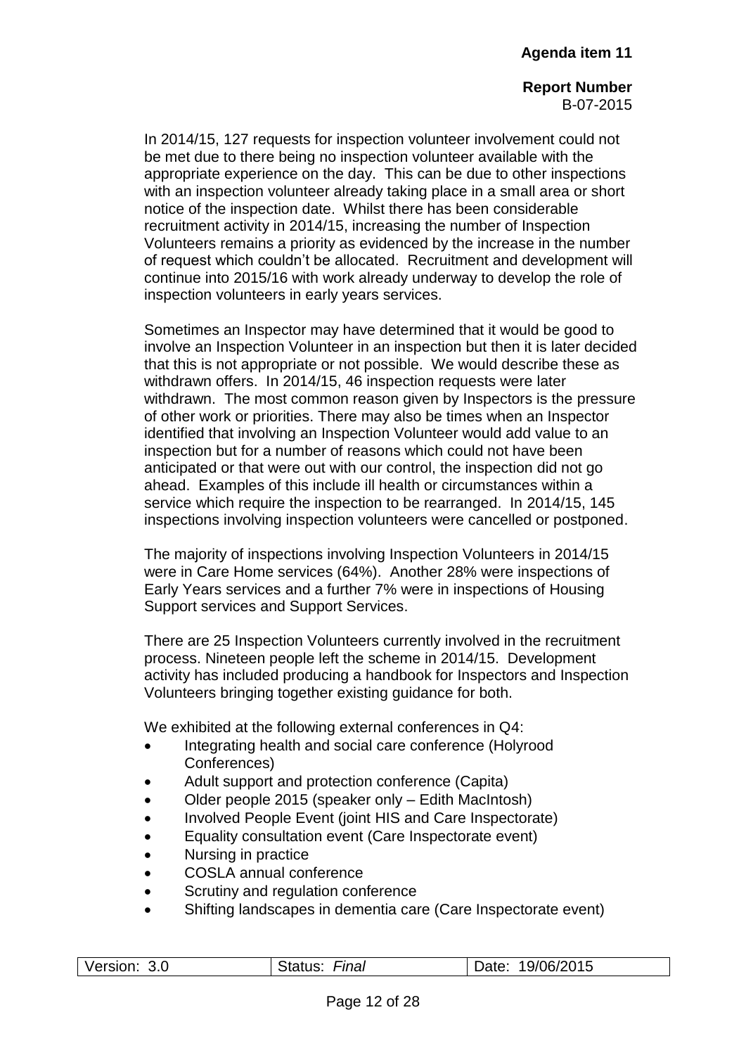In 2014/15, 127 requests for inspection volunteer involvement could not be met due to there being no inspection volunteer available with the appropriate experience on the day. This can be due to other inspections with an inspection volunteer already taking place in a small area or short notice of the inspection date. Whilst there has been considerable recruitment activity in 2014/15, increasing the number of Inspection Volunteers remains a priority as evidenced by the increase in the number of request which couldn't be allocated. Recruitment and development will continue into 2015/16 with work already underway to develop the role of inspection volunteers in early years services.

Sometimes an Inspector may have determined that it would be good to involve an Inspection Volunteer in an inspection but then it is later decided that this is not appropriate or not possible. We would describe these as withdrawn offers. In 2014/15, 46 inspection requests were later withdrawn. The most common reason given by Inspectors is the pressure of other work or priorities. There may also be times when an Inspector identified that involving an Inspection Volunteer would add value to an inspection but for a number of reasons which could not have been anticipated or that were out with our control, the inspection did not go ahead. Examples of this include ill health or circumstances within a service which require the inspection to be rearranged. In 2014/15, 145 inspections involving inspection volunteers were cancelled or postponed.

The majority of inspections involving Inspection Volunteers in 2014/15 were in Care Home services (64%). Another 28% were inspections of Early Years services and a further 7% were in inspections of Housing Support services and Support Services.

There are 25 Inspection Volunteers currently involved in the recruitment process. Nineteen people left the scheme in 2014/15. Development activity has included producing a handbook for Inspectors and Inspection Volunteers bringing together existing guidance for both.

We exhibited at the following external conferences in Q4:

- Integrating health and social care conference (Holyrood Conferences)
- Adult support and protection conference (Capita)
- Older people 2015 (speaker only – Edith MacIntosh)
- Involved People Event (joint HIS and Care Inspectorate)
- Equality consultation event (Care Inspectorate event)
- Nursing in practice
- COSLA annual conference
- Scrutiny and regulation conference
- Shifting landscapes in dementia care (Care Inspectorate event)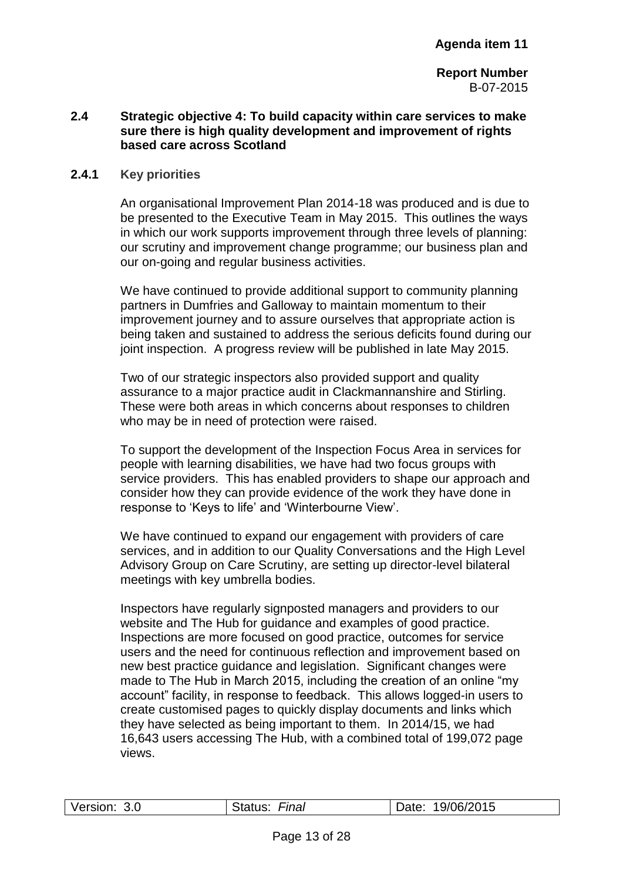**Agenda item 11**

**Report Number**
B-07-2015

### 2.4 Strategic objective 4: To build capacity within care services to make sure there is high quality development and improvement of rights based care across Scotland

#### 2.4.1 Key priorities

An organisational Improvement Plan 2014-18 was produced and is due to be presented to the Executive Team in May 2015. This outlines the ways in which our work supports improvement through three levels of planning: our scrutiny and improvement change programme; our business plan and our on-going and regular business activities.

We have continued to provide additional support to community planning partners in Dumfries and Galloway to maintain momentum to their improvement journey and to assure ourselves that appropriate action is being taken and sustained to address the serious deficits found during our joint inspection. A progress review will be published in late May 2015.

Two of our strategic inspectors also provided support and quality assurance to a major practice audit in Clackmannanshire and Stirling. These were both areas in which concerns about responses to children who may be in need of protection were raised.

To support the development of the Inspection Focus Area in services for people with learning disabilities, we have had two focus groups with service providers. This has enabled providers to shape our approach and consider how they can provide evidence of the work they have done in response to 'Keys to life' and 'Winterbourne View'.

We have continued to expand our engagement with providers of care services, and in addition to our Quality Conversations and the High Level Advisory Group on Care Scrutiny, are setting up director-level bilateral meetings with key umbrella bodies.

Inspectors have regularly signposted managers and providers to our website and The Hub for guidance and examples of good practice. Inspections are more focused on good practice, outcomes for service users and the need for continuous reflection and improvement based on new best practice guidance and legislation. Significant changes were made to The Hub in March 2015, including the creation of an online "my account" facility, in response to feedback. This allows logged-in users to create customised pages to quickly display documents and links which they have selected as being important to them. In 2014/15, we had 16,643 users accessing The Hub, with a combined total of 199,072 page views.

| Version: 3.0 | Status: *Final* | Date: 19/06/2015 |
|---|---|---|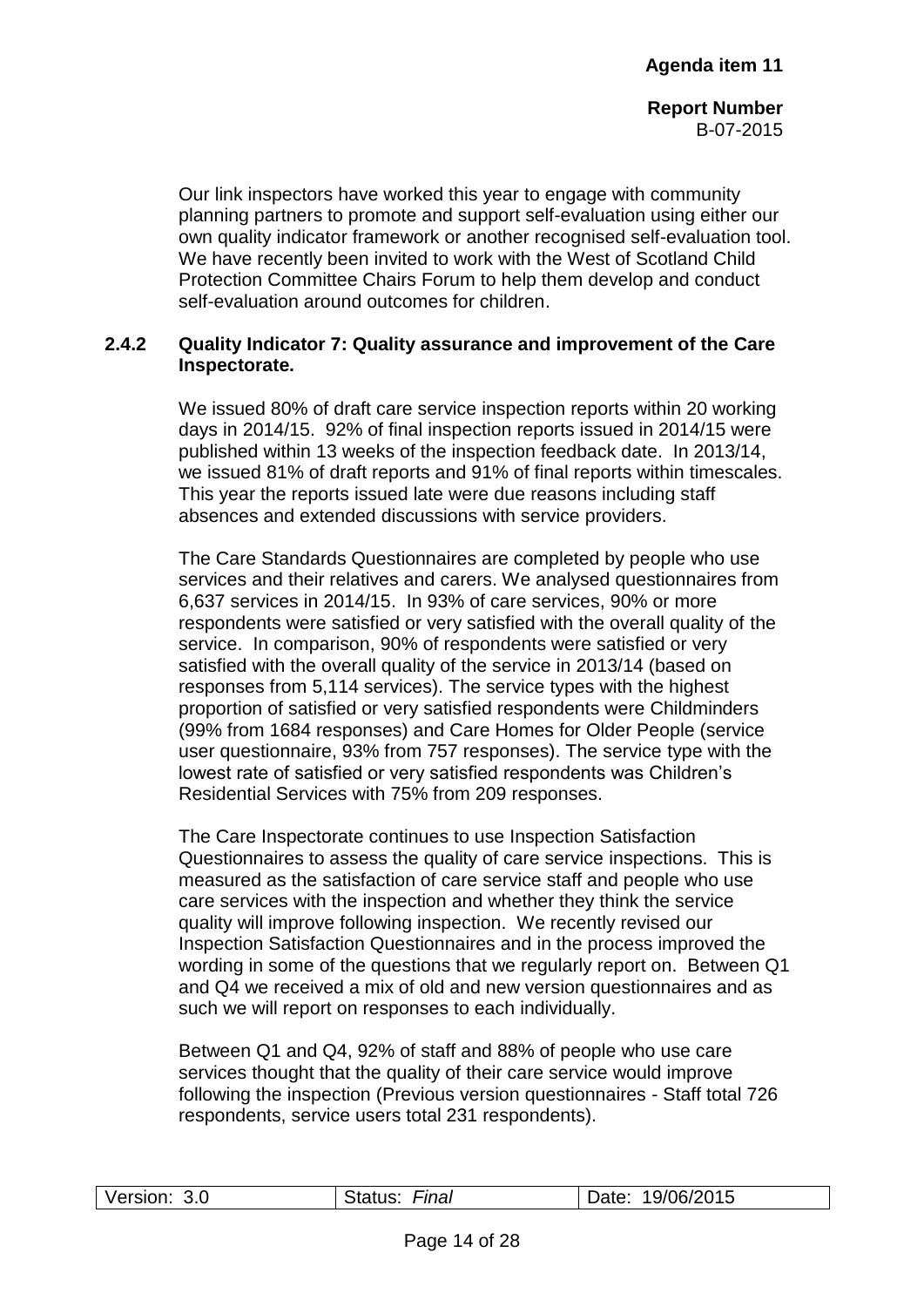Our link inspectors have worked this year to engage with community planning partners to promote and support self-evaluation using either our own quality indicator framework or another recognised self-evaluation tool. We have recently been invited to work with the West of Scotland Child Protection Committee Chairs Forum to help them develop and conduct self-evaluation around outcomes for children.

### 2.4.2 Quality Indicator 7: Quality assurance and improvement of the Care Inspectorate.

We issued 80% of draft care service inspection reports within 20 working days in 2014/15. 92% of final inspection reports issued in 2014/15 were published within 13 weeks of the inspection feedback date. In 2013/14, we issued 81% of draft reports and 91% of final reports within timescales. This year the reports issued late were due reasons including staff absences and extended discussions with service providers.

The Care Standards Questionnaires are completed by people who use services and their relatives and carers. We analysed questionnaires from 6,637 services in 2014/15. In 93% of care services, 90% or more respondents were satisfied or very satisfied with the overall quality of the service. In comparison, 90% of respondents were satisfied or very satisfied with the overall quality of the service in 2013/14 (based on responses from 5,114 services). The service types with the highest proportion of satisfied or very satisfied respondents were Childminders (99% from 1684 responses) and Care Homes for Older People (service user questionnaire, 93% from 757 responses). The service type with the lowest rate of satisfied or very satisfied respondents was Children's Residential Services with 75% from 209 responses.

The Care Inspectorate continues to use Inspection Satisfaction Questionnaires to assess the quality of care service inspections. This is measured as the satisfaction of care service staff and people who use care services with the inspection and whether they think the service quality will improve following inspection. We recently revised our Inspection Satisfaction Questionnaires and in the process improved the wording in some of the questions that we regularly report on. Between Q1 and Q4 we received a mix of old and new version questionnaires and as such we will report on responses to each individually.

Between Q1 and Q4, 92% of staff and 88% of people who use care services thought that the quality of their care service would improve following the inspection (Previous version questionnaires - Staff total 726 respondents, service users total 231 respondents).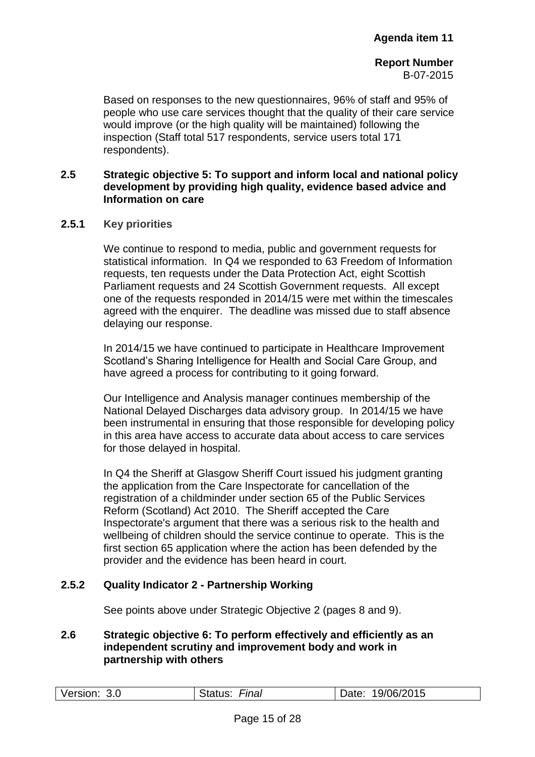Based on responses to the new questionnaires, 96% of staff and 95% of people who use care services thought that the quality of their care service would improve (or the high quality will be maintained) following the inspection (Staff total 517 respondents, service users total 171 respondents).

## 2.5 Strategic objective 5: To support and inform local and national policy development by providing high quality, evidence based advice and Information on care

### 2.5.1 Key priorities

We continue to respond to media, public and government requests for statistical information. In Q4 we responded to 63 Freedom of Information requests, ten requests under the Data Protection Act, eight Scottish Parliament requests and 24 Scottish Government requests. All except one of the requests responded in 2014/15 were met within the timescales agreed with the enquirer. The deadline was missed due to staff absence delaying our response.

In 2014/15 we have continued to participate in Healthcare Improvement Scotland's Sharing Intelligence for Health and Social Care Group, and have agreed a process for contributing to it going forward.

Our Intelligence and Analysis manager continues membership of the National Delayed Discharges data advisory group. In 2014/15 we have been instrumental in ensuring that those responsible for developing policy in this area have access to accurate data about access to care services for those delayed in hospital.

In Q4 the Sheriff at Glasgow Sheriff Court issued his judgment granting the application from the Care Inspectorate for cancellation of the registration of a childminder under section 65 of the Public Services Reform (Scotland) Act 2010. The Sheriff accepted the Care Inspectorate's argument that there was a serious risk to the health and wellbeing of children should the service continue to operate. This is the first section 65 application where the action has been defended by the provider and the evidence has been heard in court.

### 2.5.2 Quality Indicator 2 - Partnership Working

See points above under Strategic Objective 2 (pages 8 and 9).

## 2.6 Strategic objective 6: To perform effectively and efficiently as an independent scrutiny and improvement body and work in partnership with others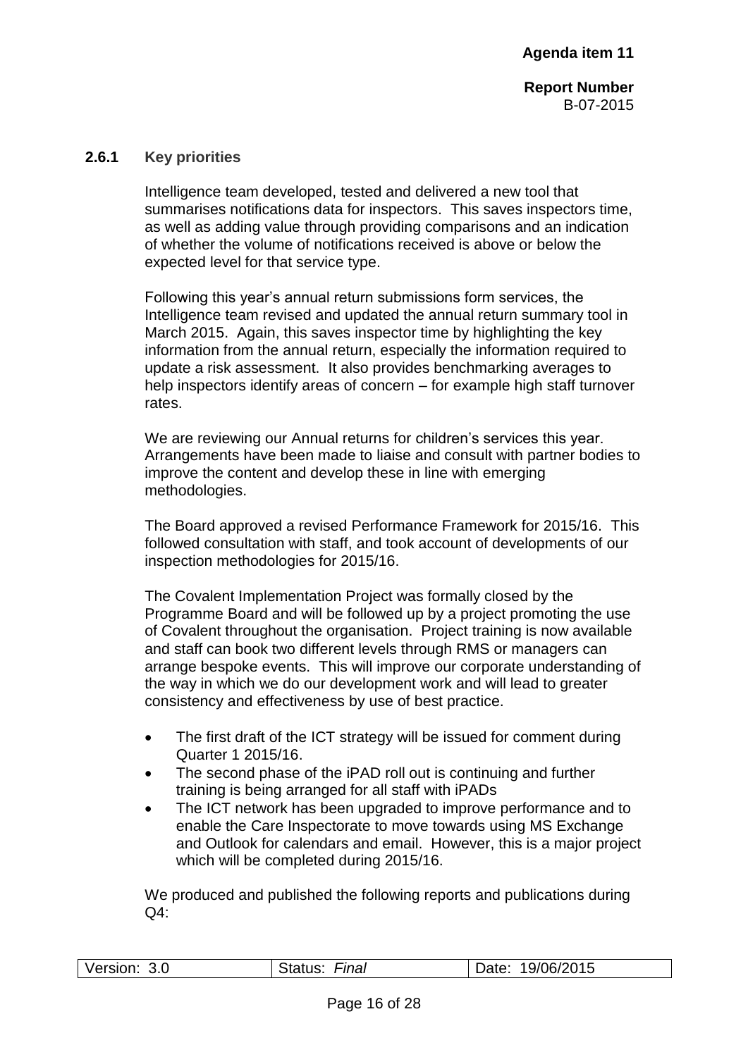### 2.6.1 Key priorities

Intelligence team developed, tested and delivered a new tool that summarises notifications data for inspectors. This saves inspectors time, as well as adding value through providing comparisons and an indication of whether the volume of notifications received is above or below the expected level for that service type.

Following this year's annual return submissions form services, the Intelligence team revised and updated the annual return summary tool in March 2015. Again, this saves inspector time by highlighting the key information from the annual return, especially the information required to update a risk assessment. It also provides benchmarking averages to help inspectors identify areas of concern – for example high staff turnover rates.

We are reviewing our Annual returns for children's services this year. Arrangements have been made to liaise and consult with partner bodies to improve the content and develop these in line with emerging methodologies.

The Board approved a revised Performance Framework for 2015/16. This followed consultation with staff, and took account of developments of our inspection methodologies for 2015/16.

The Covalent Implementation Project was formally closed by the Programme Board and will be followed up by a project promoting the use of Covalent throughout the organisation. Project training is now available and staff can book two different levels through RMS or managers can arrange bespoke events. This will improve our corporate understanding of the way in which we do our development work and will lead to greater consistency and effectiveness by use of best practice.

- The first draft of the ICT strategy will be issued for comment during Quarter 1 2015/16.
- The second phase of the iPAD roll out is continuing and further training is being arranged for all staff with iPADs
- The ICT network has been upgraded to improve performance and to enable the Care Inspectorate to move towards using MS Exchange and Outlook for calendars and email. However, this is a major project which will be completed during 2015/16.

We produced and published the following reports and publications during Q4: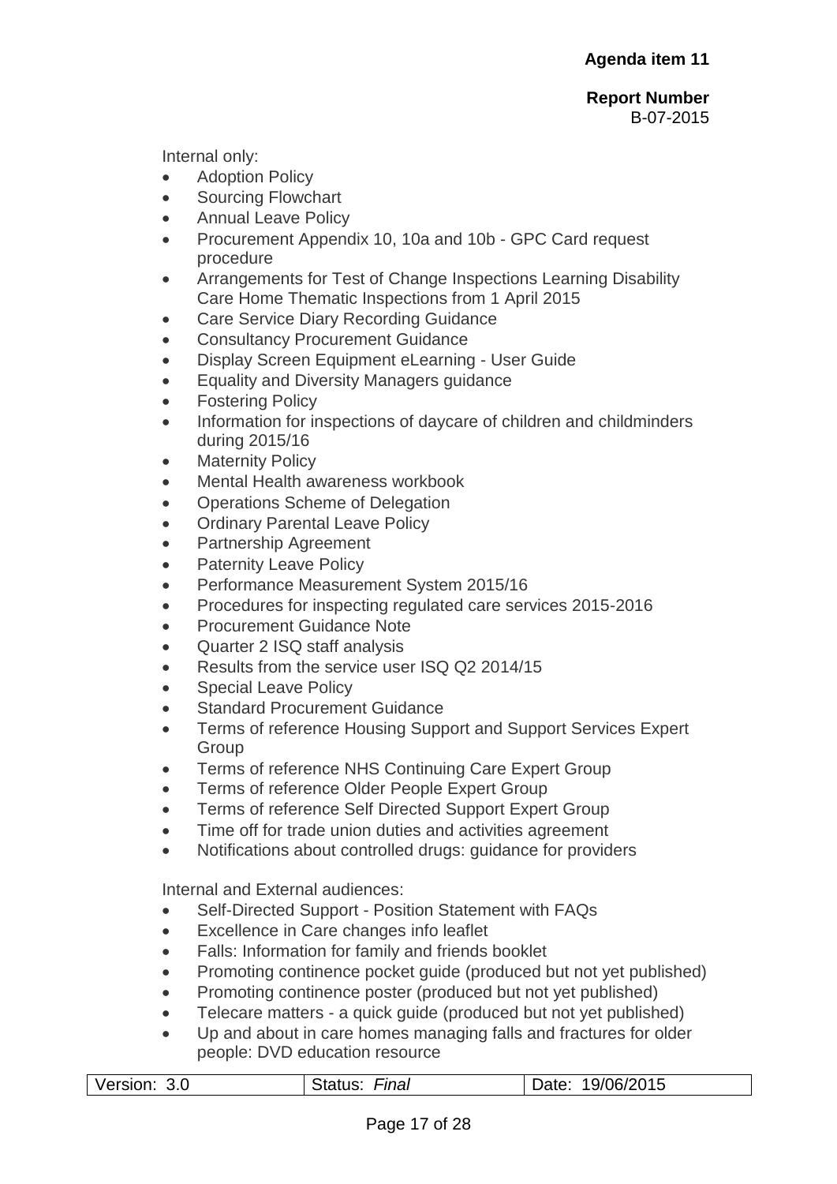Internal only:

- Adoption Policy
- Sourcing Flowchart
- Annual Leave Policy
- Procurement Appendix 10, 10a and 10b - GPC Card request procedure
- Arrangements for Test of Change Inspections Learning Disability Care Home Thematic Inspections from 1 April 2015
- Care Service Diary Recording Guidance
- Consultancy Procurement Guidance
- Display Screen Equipment eLearning - User Guide
- Equality and Diversity Managers guidance
- Fostering Policy
- Information for inspections of daycare of children and childminders during 2015/16
- Maternity Policy
- Mental Health awareness workbook
- Operations Scheme of Delegation
- Ordinary Parental Leave Policy
- Partnership Agreement
- Paternity Leave Policy
- Performance Measurement System 2015/16
- Procedures for inspecting regulated care services 2015-2016
- Procurement Guidance Note
- Quarter 2 ISQ staff analysis
- Results from the service user ISQ Q2 2014/15
- Special Leave Policy
- Standard Procurement Guidance
- Terms of reference Housing Support and Support Services Expert Group
- Terms of reference NHS Continuing Care Expert Group
- Terms of reference Older People Expert Group
- Terms of reference Self Directed Support Expert Group
- Time off for trade union duties and activities agreement
- Notifications about controlled drugs: guidance for providers

Internal and External audiences:

- Self-Directed Support - Position Statement with FAQs
- Excellence in Care changes info leaflet
- Falls: Information for family and friends booklet
- Promoting continence pocket guide (produced but not yet published)
- Promoting continence poster (produced but not yet published)
- Telecare matters - a quick guide (produced but not yet published)
- Up and about in care homes managing falls and fractures for older people: DVD education resource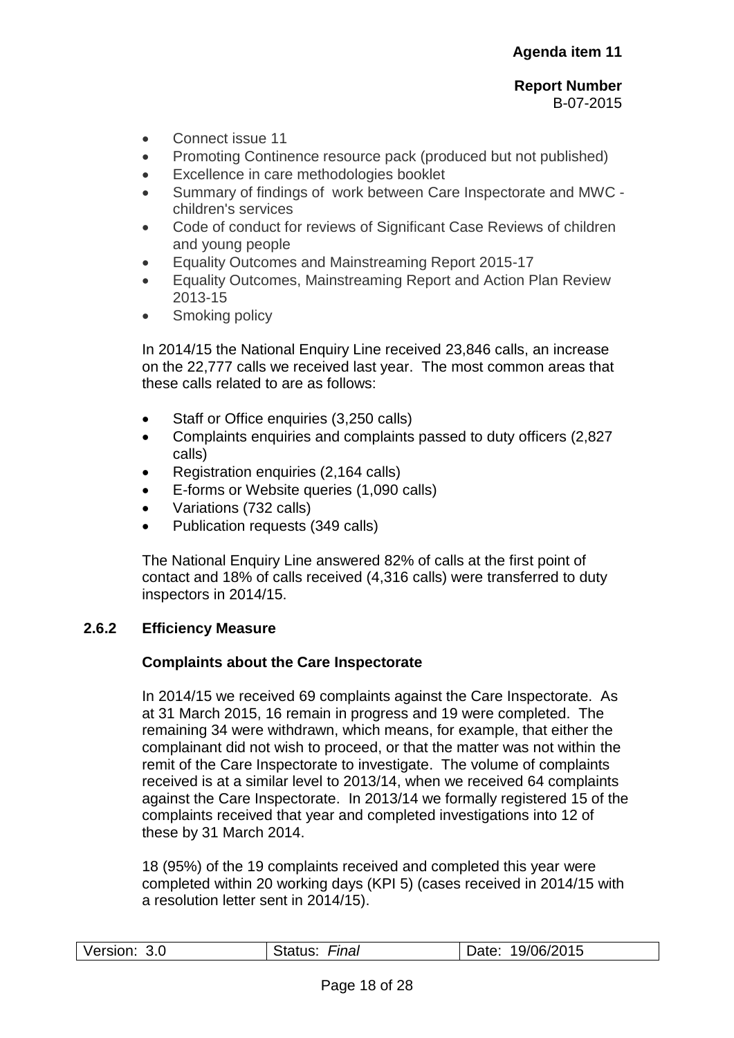- Connect issue 11
- Promoting Continence resource pack (produced but not published)
- Excellence in care methodologies booklet
- Summary of findings of work between Care Inspectorate and MWC - children's services
- Code of conduct for reviews of Significant Case Reviews of children and young people
- Equality Outcomes and Mainstreaming Report 2015-17
- Equality Outcomes, Mainstreaming Report and Action Plan Review 2013-15
- Smoking policy

In 2014/15 the National Enquiry Line received 23,846 calls, an increase on the 22,777 calls we received last year. The most common areas that these calls related to are as follows:

- Staff or Office enquiries (3,250 calls)
- Complaints enquiries and complaints passed to duty officers (2,827 calls)
- Registration enquiries (2,164 calls)
- E-forms or Website queries (1,090 calls)
- Variations (732 calls)
- Publication requests (349 calls)

The National Enquiry Line answered 82% of calls at the first point of contact and 18% of calls received (4,316 calls) were transferred to duty inspectors in 2014/15.

### 2.6.2 Efficiency Measure

**Complaints about the Care Inspectorate**

In 2014/15 we received 69 complaints against the Care Inspectorate. As at 31 March 2015, 16 remain in progress and 19 were completed. The remaining 34 were withdrawn, which means, for example, that either the complainant did not wish to proceed, or that the matter was not within the remit of the Care Inspectorate to investigate. The volume of complaints received is at a similar level to 2013/14, when we received 64 complaints against the Care Inspectorate. In 2013/14 we formally registered 15 of the complaints received that year and completed investigations into 12 of these by 31 March 2014.

18 (95%) of the 19 complaints received and completed this year were completed within 20 working days (KPI 5) (cases received in 2014/15 with a resolution letter sent in 2014/15).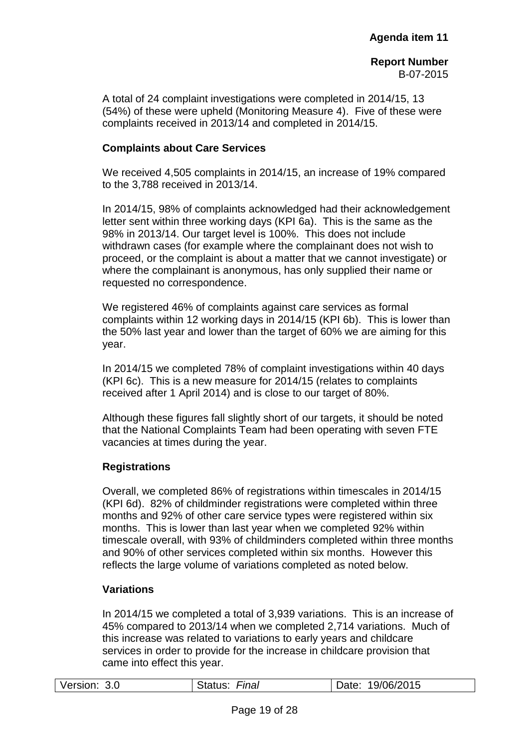A total of 24 complaint investigations were completed in 2014/15, 13 (54%) of these were upheld (Monitoring Measure 4). Five of these were complaints received in 2013/14 and completed in 2014/15.

**Complaints about Care Services**

We received 4,505 complaints in 2014/15, an increase of 19% compared to the 3,788 received in 2013/14.

In 2014/15, 98% of complaints acknowledged had their acknowledgement letter sent within three working days (KPI 6a). This is the same as the 98% in 2013/14. Our target level is 100%. This does not include withdrawn cases (for example where the complainant does not wish to proceed, or the complaint is about a matter that we cannot investigate) or where the complainant is anonymous, has only supplied their name or requested no correspondence.

We registered 46% of complaints against care services as formal complaints within 12 working days in 2014/15 (KPI 6b). This is lower than the 50% last year and lower than the target of 60% we are aiming for this year.

In 2014/15 we completed 78% of complaint investigations within 40 days (KPI 6c). This is a new measure for 2014/15 (relates to complaints received after 1 April 2014) and is close to our target of 80%.

Although these figures fall slightly short of our targets, it should be noted that the National Complaints Team had been operating with seven FTE vacancies at times during the year.

**Registrations**

Overall, we completed 86% of registrations within timescales in 2014/15 (KPI 6d). 82% of childminder registrations were completed within three months and 92% of other care service types were registered within six months. This is lower than last year when we completed 92% within timescale overall, with 93% of childminders completed within three months and 90% of other services completed within six months. However this reflects the large volume of variations completed as noted below.

**Variations**

In 2014/15 we completed a total of 3,939 variations. This is an increase of 45% compared to 2013/14 when we completed 2,714 variations. Much of this increase was related to variations to early years and childcare services in order to provide for the increase in childcare provision that came into effect this year.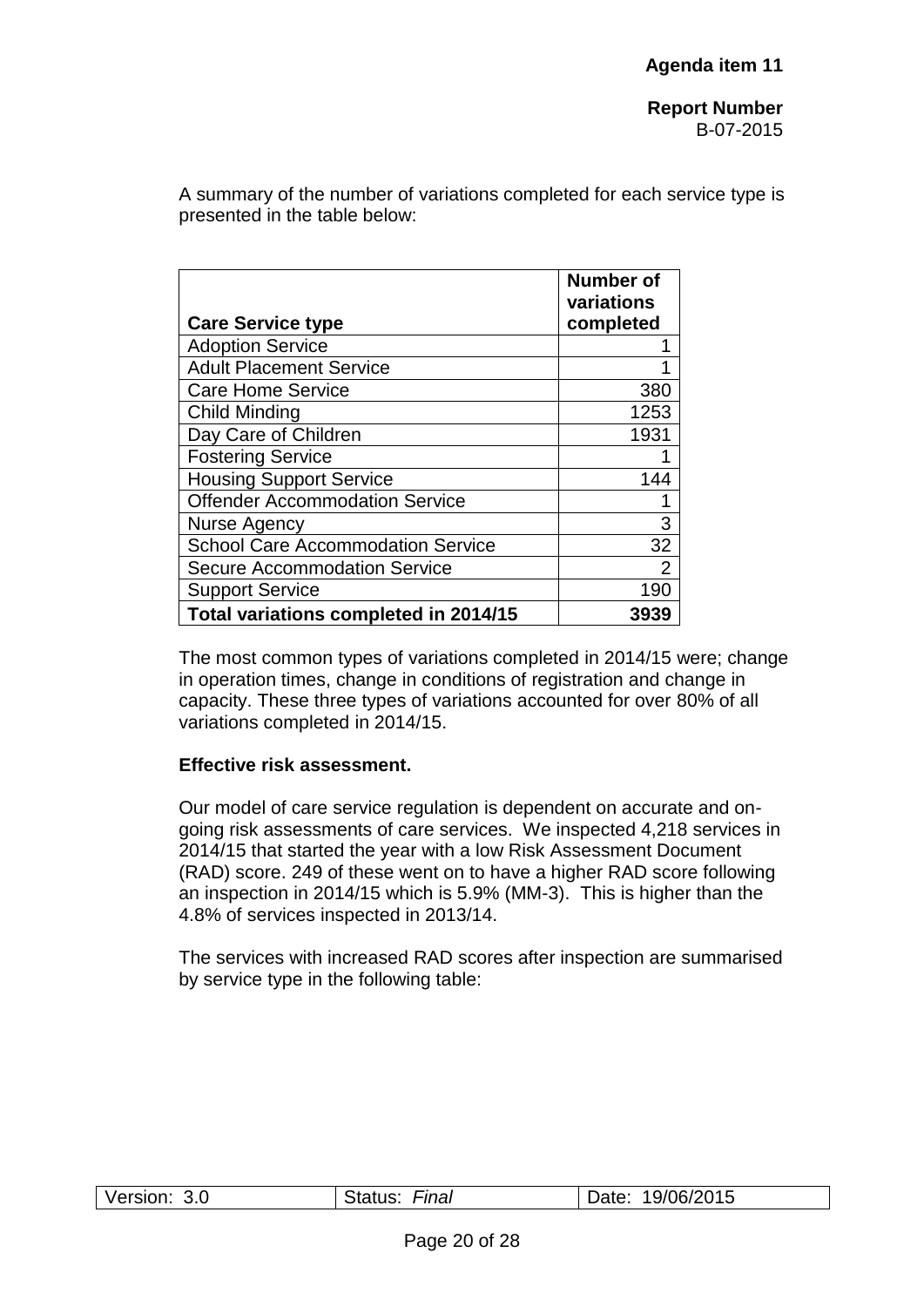A summary of the number of variations completed for each service type is presented in the table below:

| Care Service type | Number of variations completed |
|---|---|
| Adoption Service | 1 |
| Adult Placement Service | 1 |
| Care Home Service | 380 |
| Child Minding | 1253 |
| Day Care of Children | 1931 |
| Fostering Service | 1 |
| Housing Support Service | 144 |
| Offender Accommodation Service | 1 |
| Nurse Agency | 3 |
| School Care Accommodation Service | 32 |
| Secure Accommodation Service | 2 |
| Support Service | 190 |
| **Total variations completed in 2014/15** | **3939** |

The most common types of variations completed in 2014/15 were; change in operation times, change in conditions of registration and change in capacity. These three types of variations accounted for over 80% of all variations completed in 2014/15.

**Effective risk assessment.**

Our model of care service regulation is dependent on accurate and on-going risk assessments of care services. We inspected 4,218 services in 2014/15 that started the year with a low Risk Assessment Document (RAD) score. 249 of these went on to have a higher RAD score following an inspection in 2014/15 which is 5.9% (MM-3). This is higher than the 4.8% of services inspected in 2013/14.

The services with increased RAD scores after inspection are summarised by service type in the following table: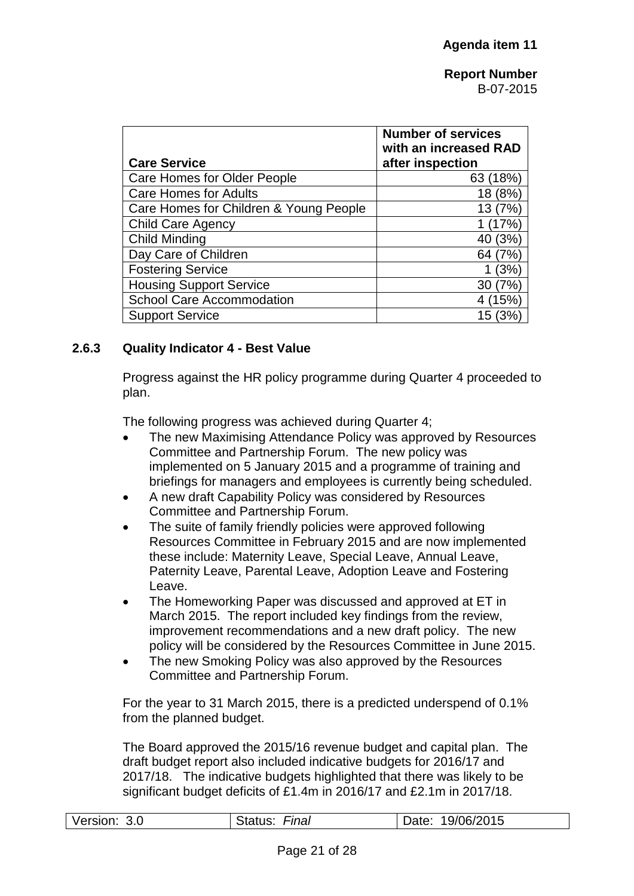| Care Service | Number of services with an increased RAD after inspection |
|---|---|
| Care Homes for Older People | 63 (18%) |
| Care Homes for Adults | 18 (8%) |
| Care Homes for Children & Young People | 13 (7%) |
| Child Care Agency | 1 (17%) |
| Child Minding | 40 (3%) |
| Day Care of Children | 64 (7%) |
| Fostering Service | 1 (3%) |
| Housing Support Service | 30 (7%) |
| School Care Accommodation | 4 (15%) |
| Support Service | 15 (3%) |

### 2.6.3 Quality Indicator 4 - Best Value

Progress against the HR policy programme during Quarter 4 proceeded to plan.

The following progress was achieved during Quarter 4;

- The new Maximising Attendance Policy was approved by Resources Committee and Partnership Forum. The new policy was implemented on 5 January 2015 and a programme of training and briefings for managers and employees is currently being scheduled.
- A new draft Capability Policy was considered by Resources Committee and Partnership Forum.
- The suite of family friendly policies were approved following Resources Committee in February 2015 and are now implemented these include: Maternity Leave, Special Leave, Annual Leave, Paternity Leave, Parental Leave, Adoption Leave and Fostering Leave.
- The Homeworking Paper was discussed and approved at ET in March 2015. The report included key findings from the review, improvement recommendations and a new draft policy. The new policy will be considered by the Resources Committee in June 2015.
- The new Smoking Policy was also approved by the Resources Committee and Partnership Forum.

For the year to 31 March 2015, there is a predicted underspend of 0.1% from the planned budget.

The Board approved the 2015/16 revenue budget and capital plan. The draft budget report also included indicative budgets for 2016/17 and 2017/18. The indicative budgets highlighted that there was likely to be significant budget deficits of £1.4m in 2016/17 and £2.1m in 2017/18.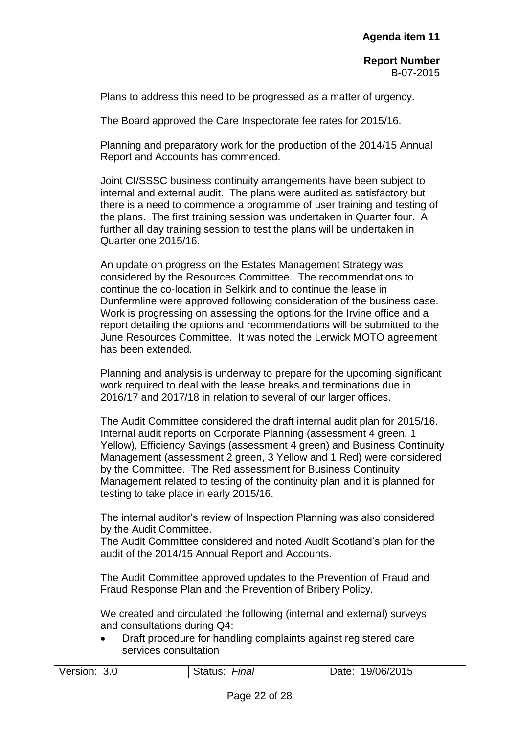Plans to address this need to be progressed as a matter of urgency.

The Board approved the Care Inspectorate fee rates for 2015/16.

Planning and preparatory work for the production of the 2014/15 Annual Report and Accounts has commenced.

Joint CI/SSSC business continuity arrangements have been subject to internal and external audit. The plans were audited as satisfactory but there is a need to commence a programme of user training and testing of the plans. The first training session was undertaken in Quarter four. A further all day training session to test the plans will be undertaken in Quarter one 2015/16.

An update on progress on the Estates Management Strategy was considered by the Resources Committee. The recommendations to continue the co-location in Selkirk and to continue the lease in Dunfermline were approved following consideration of the business case. Work is progressing on assessing the options for the Irvine office and a report detailing the options and recommendations will be submitted to the June Resources Committee. It was noted the Lerwick MOTO agreement has been extended.

Planning and analysis is underway to prepare for the upcoming significant work required to deal with the lease breaks and terminations due in 2016/17 and 2017/18 in relation to several of our larger offices.

The Audit Committee considered the draft internal audit plan for 2015/16. Internal audit reports on Corporate Planning (assessment 4 green, 1 Yellow), Efficiency Savings (assessment 4 green) and Business Continuity Management (assessment 2 green, 3 Yellow and 1 Red) were considered by the Committee. The Red assessment for Business Continuity Management related to testing of the continuity plan and it is planned for testing to take place in early 2015/16.

The internal auditor's review of Inspection Planning was also considered by the Audit Committee.
The Audit Committee considered and noted Audit Scotland's plan for the audit of the 2014/15 Annual Report and Accounts.

The Audit Committee approved updates to the Prevention of Fraud and Fraud Response Plan and the Prevention of Bribery Policy.

We created and circulated the following (internal and external) surveys and consultations during Q4:

- Draft procedure for handling complaints against registered care services consultation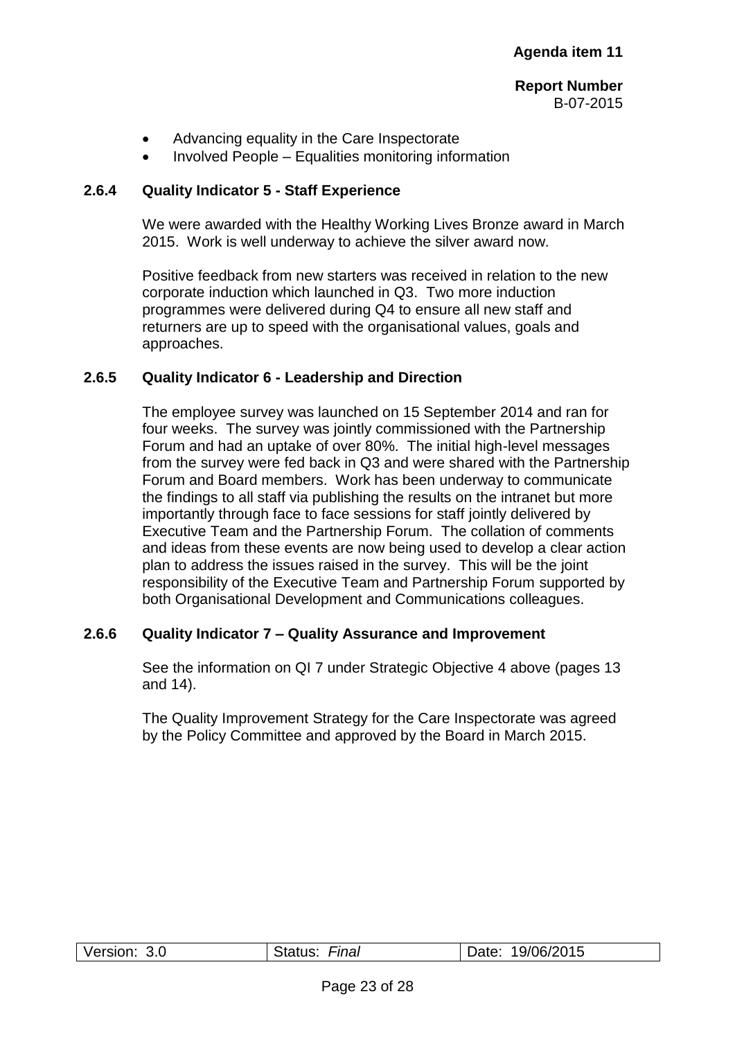- Advancing equality in the Care Inspectorate
- Involved People – Equalities monitoring information

#### 2.6.4 Quality Indicator 5 - Staff Experience

We were awarded with the Healthy Working Lives Bronze award in March 2015. Work is well underway to achieve the silver award now.

Positive feedback from new starters was received in relation to the new corporate induction which launched in Q3. Two more induction programmes were delivered during Q4 to ensure all new staff and returners are up to speed with the organisational values, goals and approaches.

#### 2.6.5 Quality Indicator 6 - Leadership and Direction

The employee survey was launched on 15 September 2014 and ran for four weeks. The survey was jointly commissioned with the Partnership Forum and had an uptake of over 80%. The initial high-level messages from the survey were fed back in Q3 and were shared with the Partnership Forum and Board members. Work has been underway to communicate the findings to all staff via publishing the results on the intranet but more importantly through face to face sessions for staff jointly delivered by Executive Team and the Partnership Forum. The collation of comments and ideas from these events are now being used to develop a clear action plan to address the issues raised in the survey. This will be the joint responsibility of the Executive Team and Partnership Forum supported by both Organisational Development and Communications colleagues.

#### 2.6.6 Quality Indicator 7 – Quality Assurance and Improvement

See the information on QI 7 under Strategic Objective 4 above (pages 13 and 14).

The Quality Improvement Strategy for the Care Inspectorate was agreed by the Policy Committee and approved by the Board in March 2015.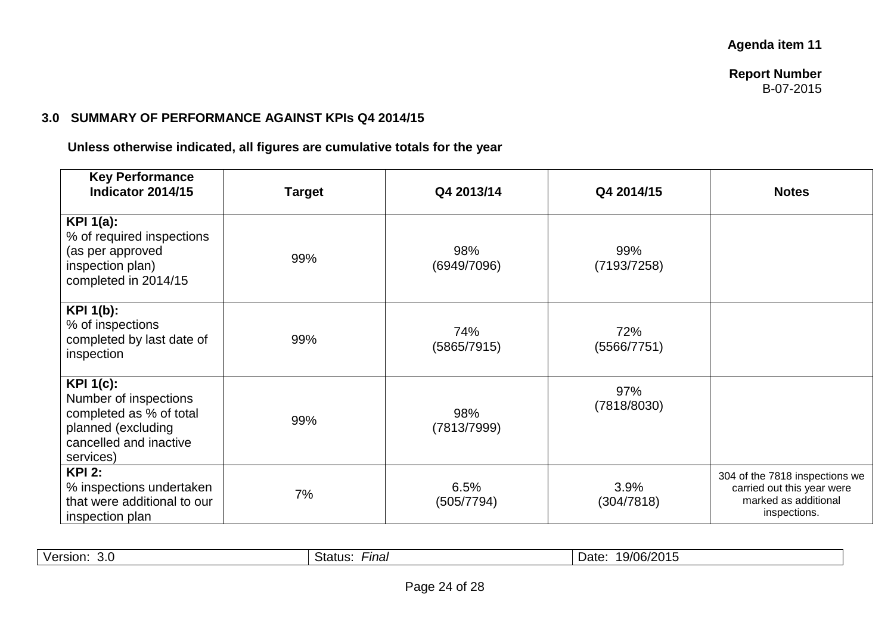**Agenda item 11**

**Report Number**
B-07-2015

### 3.0 SUMMARY OF PERFORMANCE AGAINST KPIs Q4 2014/15

**Unless otherwise indicated, all figures are cumulative totals for the year**

| Key Performance Indicator 2014/15 | Target | Q4 2013/14 | Q4 2014/15 | Notes |
|---|---|---|---|---|
| **KPI 1(a):** % of required inspections (as per approved inspection plan) completed in 2014/15 | 99% | 98% (6949/7096) | 99% (7193/7258) | |
| **KPI 1(b):** % of inspections completed by last date of inspection | 99% | 74% (5865/7915) | 72% (5566/7751) | |
| **KPI 1(c):** Number of inspections completed as % of total planned (excluding cancelled and inactive services) | 99% | 98% (7813/7999) | 97% (7818/8030) | |
| **KPI 2:** % inspections undertaken that were additional to our inspection plan | 7% | 6.5% (505/7794) | 3.9% (304/7818) | 304 of the 7818 inspections we carried out this year were marked as additional inspections. |

| Version: 3.0 | Status: *Final* | Date: 19/06/2015 |
|---|---|---|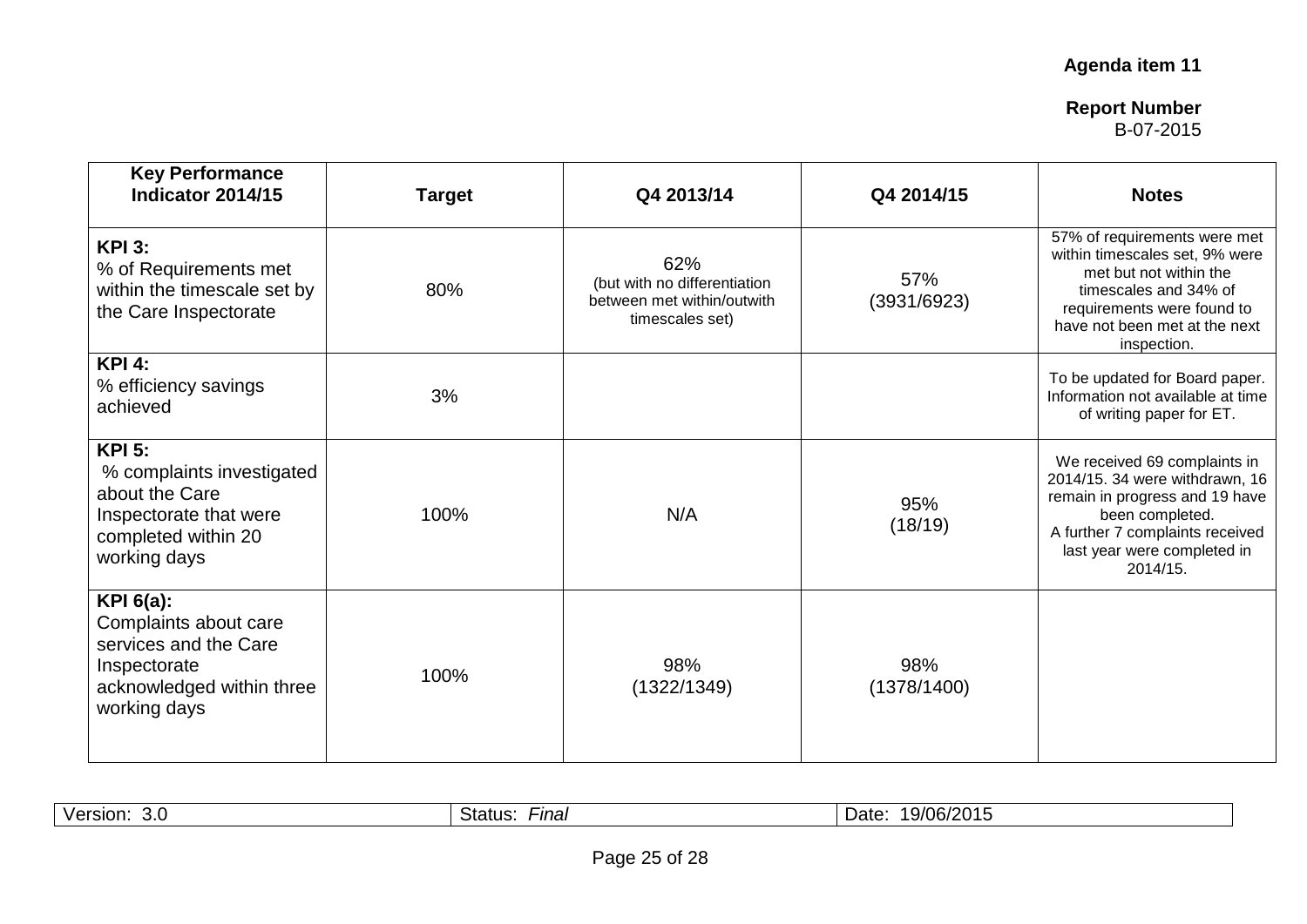**Agenda item 11**

**Report Number**
B-07-2015

| Key Performance Indicator 2014/15 | Target | Q4 2013/14 | Q4 2014/15 | Notes |
|---|---|---|---|---|
| **KPI 3:** % of Requirements met within the timescale set by the Care Inspectorate | 80% | 62% (but with no differentiation between met within/outwith timescales set) | 57% (3931/6923) | 57% of requirements were met within timescales set, 9% were met but not within the timescales and 34% of requirements were found to have not been met at the next inspection. |
| **KPI 4:** % efficiency savings achieved | 3% | | | To be updated for Board paper. Information not available at time of writing paper for ET. |
| **KPI 5:** % complaints investigated about the Care Inspectorate that were completed within 20 working days | 100% | N/A | 95% (18/19) | We received 69 complaints in 2014/15. 34 were withdrawn, 16 remain in progress and 19 have been completed. A further 7 complaints received last year were completed in 2014/15. |
| **KPI 6(a):** Complaints about care services and the Care Inspectorate acknowledged within three working days | 100% | 98% (1322/1349) | 98% (1378/1400) | |

| Version: 3.0 | Status: *Final* | Date: 19/06/2015 |
|---|---|---|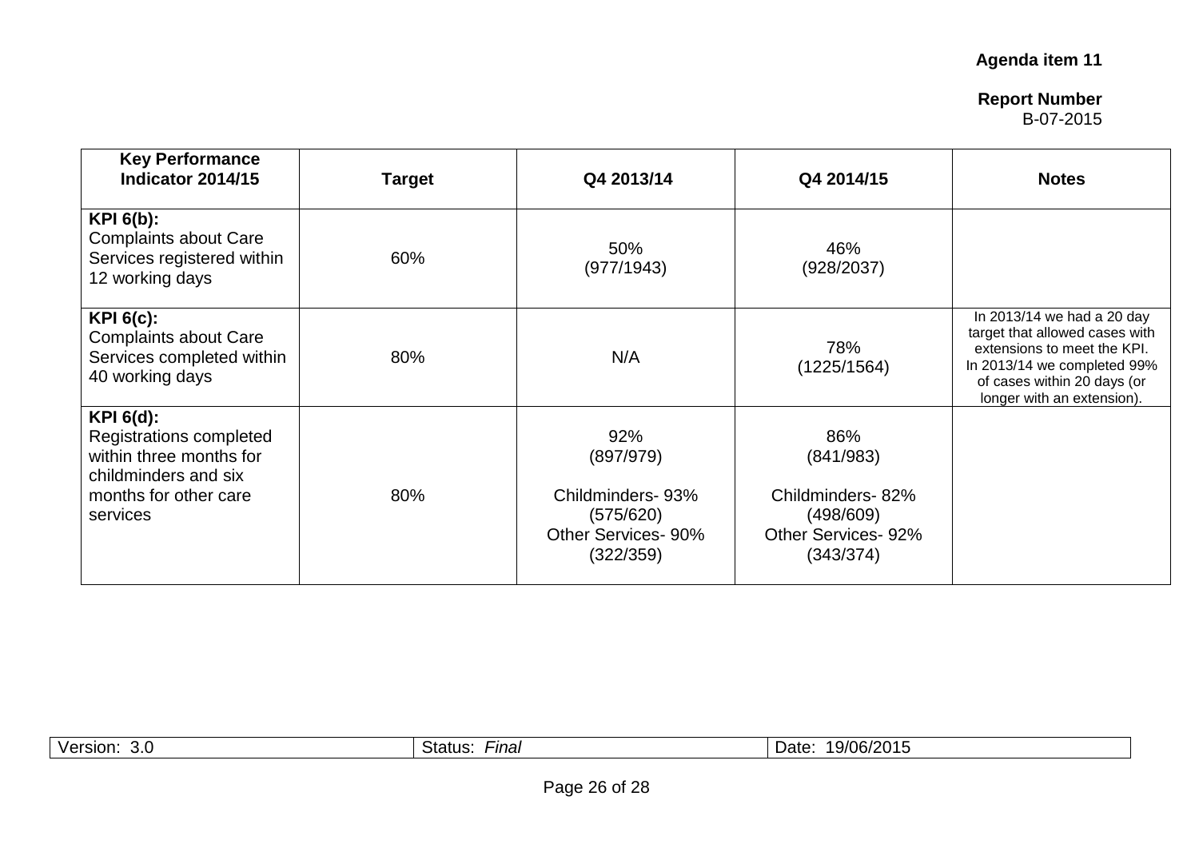**Agenda item 11**

**Report Number**
B-07-2015

| Key Performance Indicator 2014/15 | Target | Q4 2013/14 | Q4 2014/15 | Notes |
|---|---|---|---|---|
| **KPI 6(b):** Complaints about Care Services registered within 12 working days | 60% | 50% (977/1943) | 46% (928/2037) | |
| **KPI 6(c):** Complaints about Care Services completed within 40 working days | 80% | N/A | 78% (1225/1564) | In 2013/14 we had a 20 day target that allowed cases with extensions to meet the KPI. In 2013/14 we completed 99% of cases within 20 days (or longer with an extension). |
| **KPI 6(d):** Registrations completed within three months for childminders and six months for other care services | 80% | 92% (897/979)<br>Childminders- 93% (575/620)<br>Other Services- 90% (322/359) | 86% (841/983)<br>Childminders- 82% (498/609)<br>Other Services- 92% (343/374) | |

| Version: 3.0 | Status: *Final* | Date: 19/06/2015 |
|---|---|---|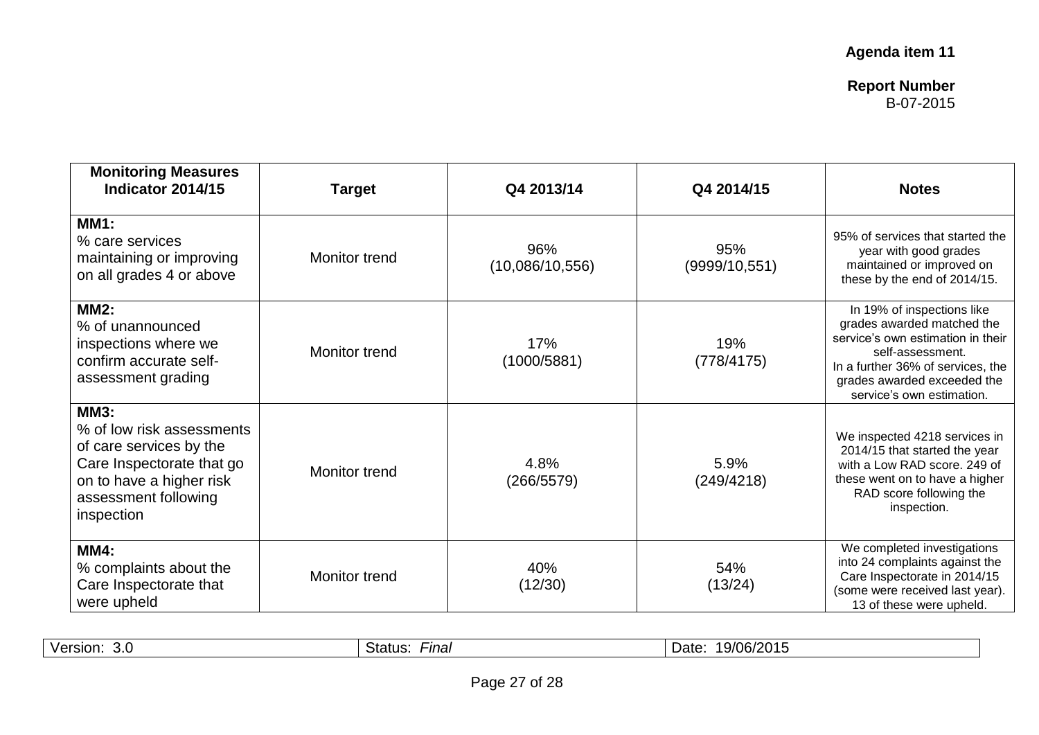**Agenda item 11**

**Report Number**
B-07-2015

| **Monitoring Measures Indicator 2014/15** | **Target** | **Q4 2013/14** | **Q4 2014/15** | **Notes** |
|---|---|---|---|---|
| **MM1:** % care services maintaining or improving on all grades 4 or above | Monitor trend | 96% (10,086/10,556) | 95% (9999/10,551) | 95% of services that started the year with good grades maintained or improved on these by the end of 2014/15. |
| **MM2:** % of unannounced inspections where we confirm accurate self-assessment grading | Monitor trend | 17% (1000/5881) | 19% (778/4175) | In 19% of inspections like grades awarded matched the service's own estimation in their self-assessment. In a further 36% of services, the grades awarded exceeded the service's own estimation. |
| **MM3:** % of low risk assessments of care services by the Care Inspectorate that go on to have a higher risk assessment following inspection | Monitor trend | 4.8% (266/5579) | 5.9% (249/4218) | We inspected 4218 services in 2014/15 that started the year with a Low RAD score. 249 of these went on to have a higher RAD score following the inspection. |
| **MM4:** % complaints about the Care Inspectorate that were upheld | Monitor trend | 40% (12/30) | 54% (13/24) | We completed investigations into 24 complaints against the Care Inspectorate in 2014/15 (some were received last year). 13 of these were upheld. |

| Version: 3.0 | Status: *Final* | Date: 19/06/2015 |
|---|---|---|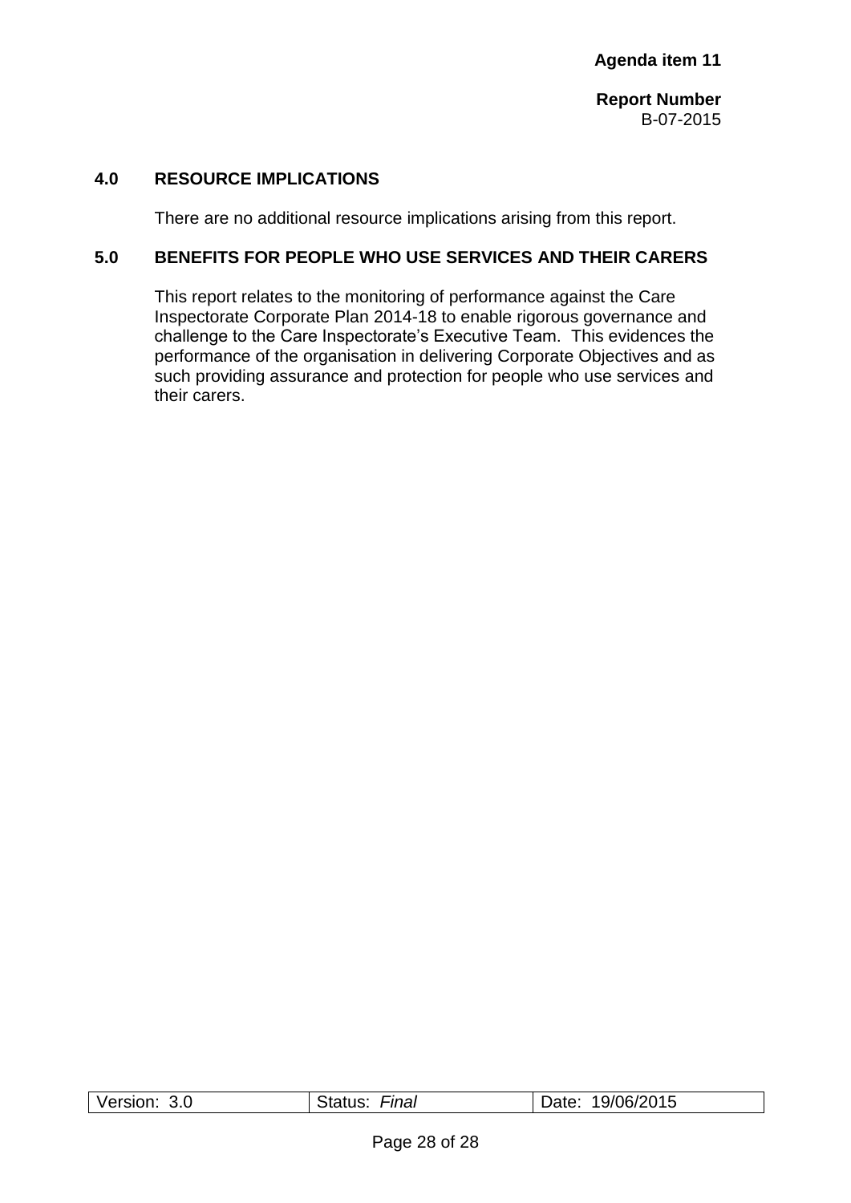## 4.0 RESOURCE IMPLICATIONS

There are no additional resource implications arising from this report.

## 5.0 BENEFITS FOR PEOPLE WHO USE SERVICES AND THEIR CARERS

This report relates to the monitoring of performance against the Care Inspectorate Corporate Plan 2014-18 to enable rigorous governance and challenge to the Care Inspectorate's Executive Team. This evidences the performance of the organisation in delivering Corporate Objectives and as such providing assurance and protection for people who use services and their carers.